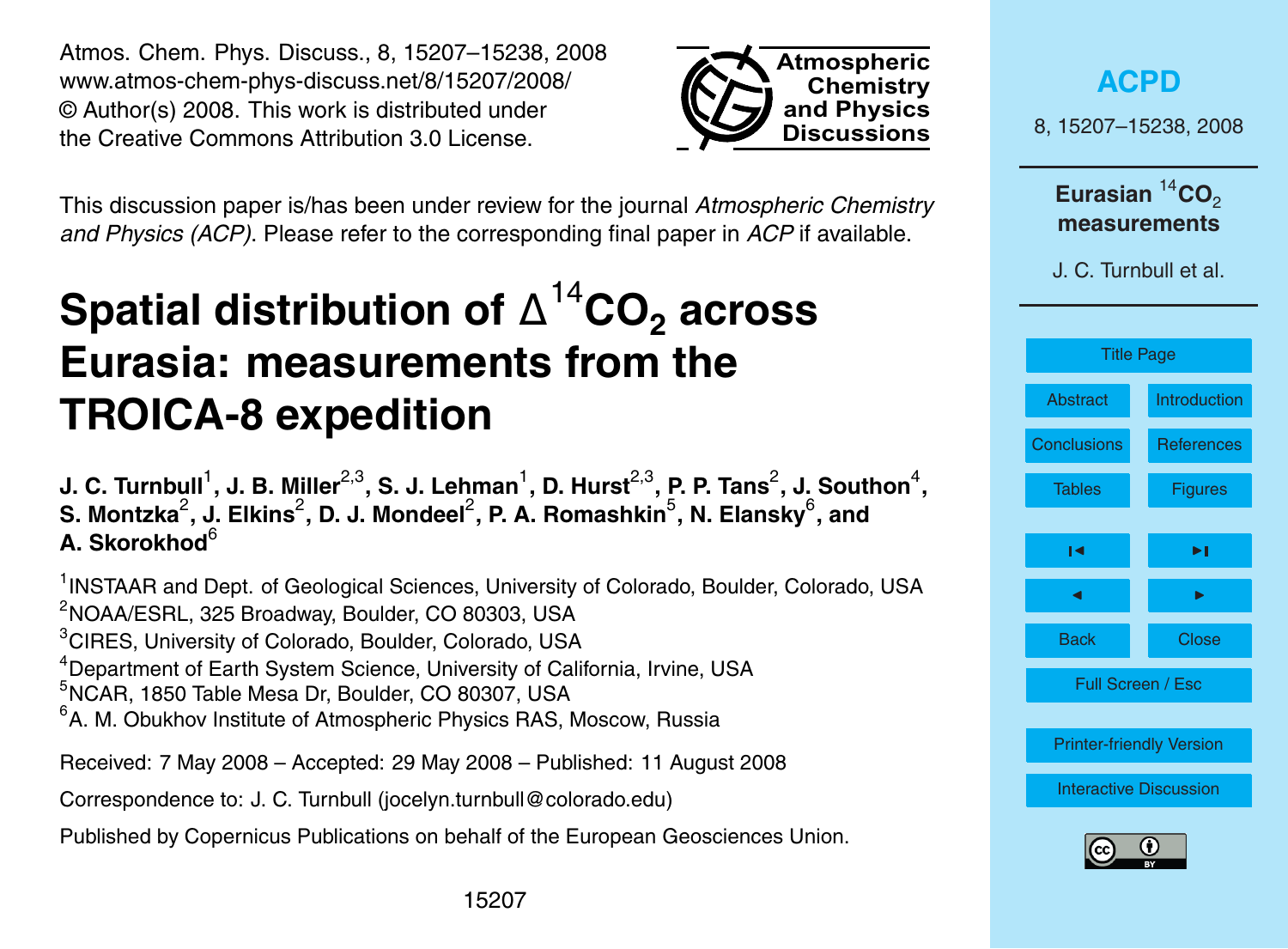Atmos. Chem. Phys. Discuss., 8, 15207–15238, 2008
www.atmos-chem-phys-discuss.net/8/15207/2008/
© Author(s) 2008. This work is distributed under
the Creative Commons Attribution 3.0 License.

This discussion paper is/has been under review for the journal *Atmospheric Chemistry and Physics (ACP)*. Please refer to the corresponding final paper in *ACP* if available.

# Spatial distribution of $\Delta^{14}CO_2$ across Eurasia: measurements from the TROICA-8 expedition

**J. C. Turnbull[1], J. B. Miller[2,3], S. J. Lehman[1], D. Hurst[2,3], P. P. Tans[2], J. Southon[4], S. Montzka[2], J. Elkins[2], D. J. Mondeel[2], P. A. Romashkin[5], N. Elansky[6], and A. Skorokhod[6]**

[1]INSTAAR and Dept. of Geological Sciences, University of Colorado, Boulder, Colorado, USA
[2]NOAA/ESRL, 325 Broadway, Boulder, CO 80303, USA
[3]CIRES, University of Colorado, Boulder, Colorado, USA
[4]Department of Earth System Science, University of California, Irvine, USA
[5]NCAR, 1850 Table Mesa Dr, Boulder, CO 80307, USA
[6]A. M. Obukhov Institute of Atmospheric Physics RAS, Moscow, Russia

Received: 7 May 2008 – Accepted: 29 May 2008 – Published: 11 August 2008

Correspondence to: J. C. Turnbull (jocelyn.turnbull@colorado.edu)

Published by Copernicus Publications on behalf of the European Geosciences Union.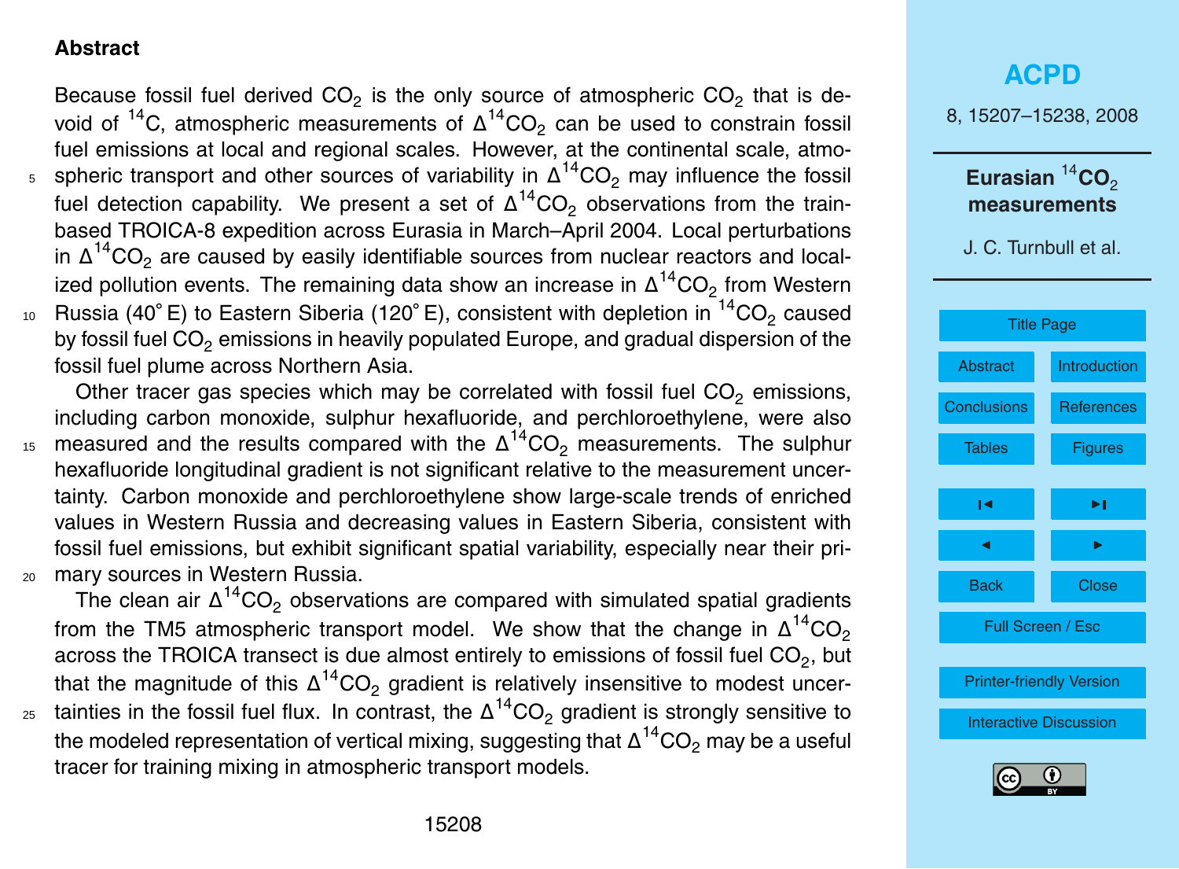## Abstract

Because fossil fuel derived $CO_2$ is the only source of atmospheric $CO_2$ that is devoid of $^{14}C$, atmospheric measurements of $\Delta^{14}CO_2$ can be used to constrain fossil fuel emissions at local and regional scales. However, at the continental scale, atmospheric transport and other sources of variability in $\Delta^{14}CO_2$ may influence the fossil fuel detection capability. We present a set of $\Delta^{14}CO_2$ observations from the train-based TROICA-8 expedition across Eurasia in March–April 2004. Local perturbations in $\Delta^{14}CO_2$ are caused by easily identifiable sources from nuclear reactors and localized pollution events. The remaining data show an increase in $\Delta^{14}CO_2$ from Western Russia (40° E) to Eastern Siberia (120° E), consistent with depletion in $^{14}CO_2$ caused by fossil fuel $CO_2$ emissions in heavily populated Europe, and gradual dispersion of the fossil fuel plume across Northern Asia.

Other tracer gas species which may be correlated with fossil fuel $CO_2$ emissions, including carbon monoxide, sulphur hexafluoride, and perchloroethylene, were also measured and the results compared with the $\Delta^{14}CO_2$ measurements. The sulphur hexafluoride longitudinal gradient is not significant relative to the measurement uncertainty. Carbon monoxide and perchloroethylene show large-scale trends of enriched values in Western Russia and decreasing values in Eastern Siberia, consistent with fossil fuel emissions, but exhibit significant spatial variability, especially near their primary sources in Western Russia.

The clean air $\Delta^{14}CO_2$ observations are compared with simulated spatial gradients from the TM5 atmospheric transport model. We show that the change in $\Delta^{14}CO_2$ across the TROICA transect is due almost entirely to emissions of fossil fuel $CO_2$, but that the magnitude of this $\Delta^{14}CO_2$ gradient is relatively insensitive to modest uncertainties in the fossil fuel flux. In contrast, the $\Delta^{14}CO_2$ gradient is strongly sensitive to the modeled representation of vertical mixing, suggesting that $\Delta^{14}CO_2$ may be a useful tracer for training mixing in atmospheric transport models.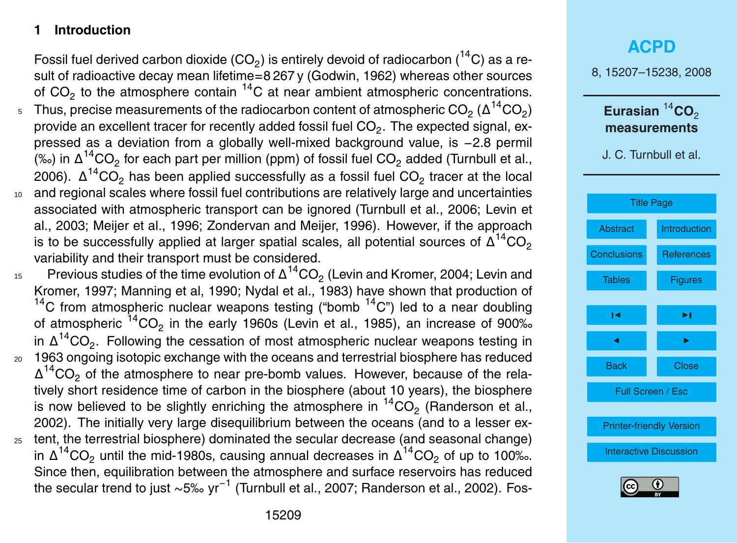## 1 Introduction

Fossil fuel derived carbon dioxide ($CO_2$) is entirely devoid of radiocarbon ($^{14}C$) as a result of radioactive decay mean lifetime=8 267 y (Godwin, 1962) whereas other sources of $CO_2$ to the atmosphere contain $^{14}C$ at near ambient atmospheric concentrations. Thus, precise measurements of the radiocarbon content of atmospheric $CO_2$ ($\Delta^{14}CO_2$) provide an excellent tracer for recently added fossil fuel $CO_2$. The expected signal, expressed as a deviation from a globally well-mixed background value, is −2.8 permil (‰) in $\Delta^{14}CO_2$ for each part per million (ppm) of fossil fuel $CO_2$ added (Turnbull et al., 2006). $\Delta^{14}CO_2$ has been applied successfully as a fossil fuel $CO_2$ tracer at the local and regional scales where fossil fuel contributions are relatively large and uncertainties associated with atmospheric transport can be ignored (Turnbull et al., 2006; Levin et al., 2003; Meijer et al., 1996; Zondervan and Meijer, 1996). However, if the approach is to be successfully applied at larger spatial scales, all potential sources of $\Delta^{14}CO_2$ variability and their transport must be considered.

Previous studies of the time evolution of $\Delta^{14}CO_2$ (Levin and Kromer, 2004; Levin and Kromer, 1997; Manning et al, 1990; Nydal et al., 1983) have shown that production of $^{14}C$ from atmospheric nuclear weapons testing ("bomb $^{14}C$") led to a near doubling of atmospheric $^{14}CO_2$ in the early 1960s (Levin et al., 1985), an increase of 900‰ in $\Delta^{14}CO_2$. Following the cessation of most atmospheric nuclear weapons testing in 1963 ongoing isotopic exchange with the oceans and terrestrial biosphere has reduced $\Delta^{14}CO_2$ of the atmosphere to near pre-bomb values. However, because of the relatively short residence time of carbon in the biosphere (about 10 years), the biosphere is now believed to be slightly enriching the atmosphere in $^{14}CO_2$ (Randerson et al., 2002). The initially very large disequilibrium between the oceans (and to a lesser extent, the terrestrial biosphere) dominated the secular decrease (and seasonal change) in $\Delta^{14}CO_2$ until the mid-1980s, causing annual decreases in $\Delta^{14}CO_2$ of up to 100‰. Since then, equilibration between the atmosphere and surface reservoirs has reduced the secular trend to just ∼5‰ $yr^{-1}$ (Turnbull et al., 2007; Randerson et al., 2002). Fos-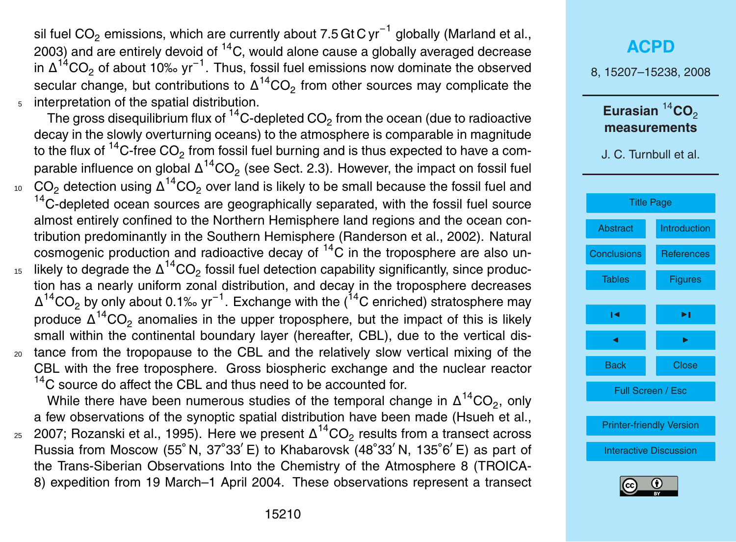sil fuel $CO_2$ emissions, which are currently about 7.5 Gt C $yr^{-1}$ globally (Marland et al., 2003) and are entirely devoid of $^{14}C$, would alone cause a globally averaged decrease in $\Delta^{14}CO_2$ of about 10‰ $yr^{-1}$. Thus, fossil fuel emissions now dominate the observed secular change, but contributions to $\Delta^{14}CO_2$ from other sources may complicate the interpretation of the spatial distribution.

The gross disequilibrium flux of $^{14}C$-depleted $CO_2$ from the ocean (due to radioactive decay in the slowly overturning oceans) to the atmosphere is comparable in magnitude to the flux of $^{14}C$-free $CO_2$ from fossil fuel burning and is thus expected to have a comparable influence on global $\Delta^{14}CO_2$ (see Sect. 2.3). However, the impact on fossil fuel $CO_2$ detection using $\Delta^{14}CO_2$ over land is likely to be small because the fossil fuel and $^{14}C$-depleted ocean sources are geographically separated, with the fossil fuel source almost entirely confined to the Northern Hemisphere land regions and the ocean contribution predominantly in the Southern Hemisphere (Randerson et al., 2002). Natural cosmogenic production and radioactive decay of $^{14}C$ in the troposphere are also unlikely to degrade the $\Delta^{14}CO_2$ fossil fuel detection capability significantly, since production has a nearly uniform zonal distribution, and decay in the troposphere decreases $\Delta^{14}CO_2$ by only about 0.1‰ $yr^{-1}$. Exchange with the ($^{14}C$ enriched) stratosphere may produce $\Delta^{14}CO_2$ anomalies in the upper troposphere, but the impact of this is likely small within the continental boundary layer (hereafter, CBL), due to the vertical distance from the tropopause to the CBL and the relatively slow vertical mixing of the CBL with the free troposphere. Gross biospheric exchange and the nuclear reactor $^{14}C$ source do affect the CBL and thus need to be accounted for.

While there have been numerous studies of the temporal change in $\Delta^{14}CO_2$, only a few observations of the synoptic spatial distribution have been made (Hsueh et al., 2007; Rozanski et al., 1995). Here we present $\Delta^{14}CO_2$ results from a transect across Russia from Moscow (55° N, 37°33′ E) to Khabarovsk (48°33′ N, 135°6′ E) as part of the Trans-Siberian Observations Into the Chemistry of the Atmosphere 8 (TROICA-8) expedition from 19 March–1 April 2004. These observations represent a transect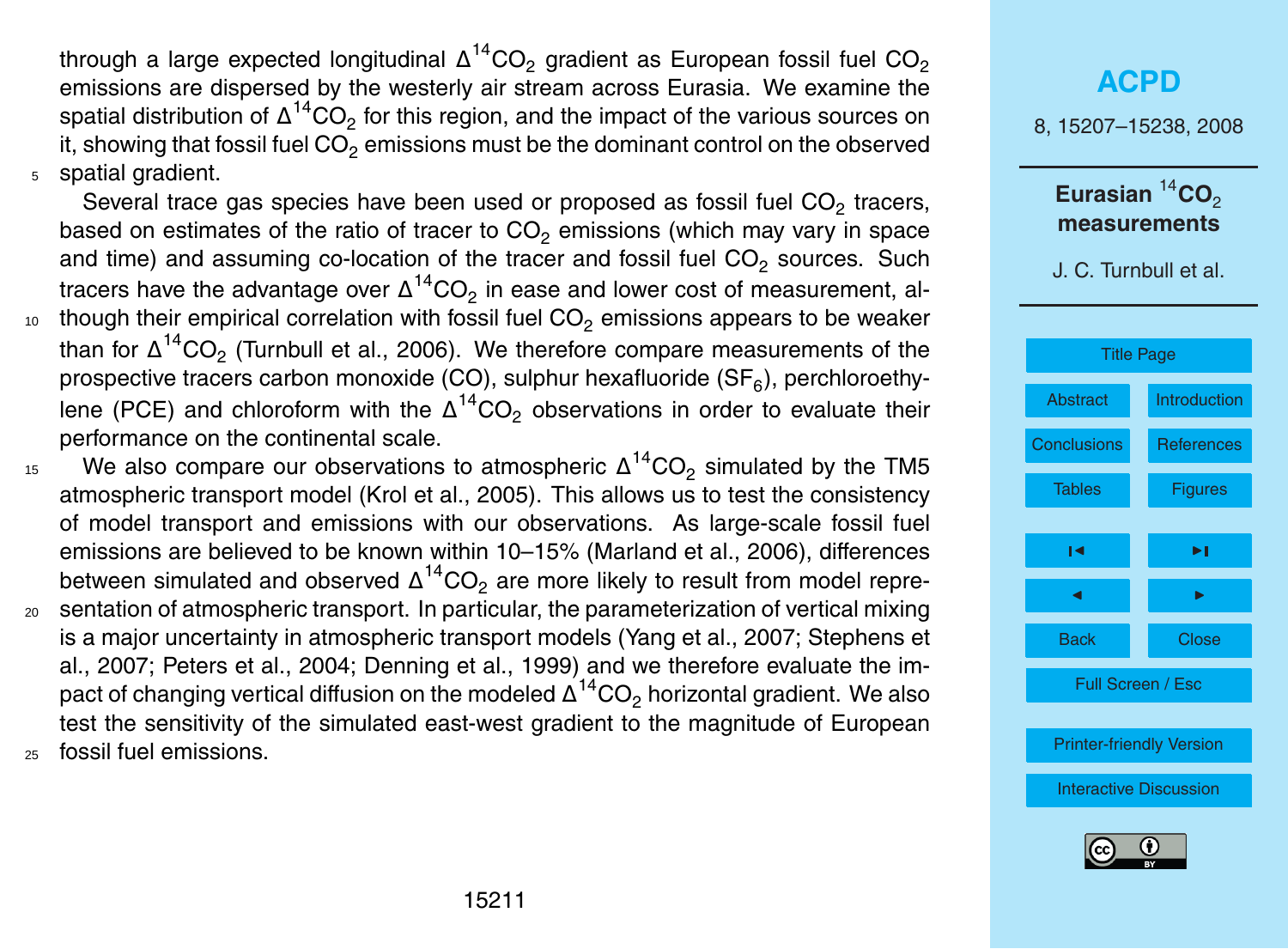through a large expected longitudinal $\Delta^{14}CO_2$ gradient as European fossil fuel $CO_2$ emissions are dispersed by the westerly air stream across Eurasia. We examine the spatial distribution of $\Delta^{14}CO_2$ for this region, and the impact of the various sources on it, showing that fossil fuel $CO_2$ emissions must be the dominant control on the observed spatial gradient.

Several trace gas species have been used or proposed as fossil fuel $CO_2$ tracers, based on estimates of the ratio of tracer to $CO_2$ emissions (which may vary in space and time) and assuming co-location of the tracer and fossil fuel $CO_2$ sources. Such tracers have the advantage over $\Delta^{14}CO_2$ in ease and lower cost of measurement, although their empirical correlation with fossil fuel $CO_2$ emissions appears to be weaker than for $\Delta^{14}CO_2$ (Turnbull et al., 2006). We therefore compare measurements of the prospective tracers carbon monoxide (CO), sulphur hexafluoride ($SF_6$), perchloroethylene (PCE) and chloroform with the $\Delta^{14}CO_2$ observations in order to evaluate their performance on the continental scale.

We also compare our observations to atmospheric $\Delta^{14}CO_2$ simulated by the TM5 atmospheric transport model (Krol et al., 2005). This allows us to test the consistency of model transport and emissions with our observations. As large-scale fossil fuel emissions are believed to be known within 10–15% (Marland et al., 2006), differences between simulated and observed $\Delta^{14}CO_2$ are more likely to result from model representation of atmospheric transport. In particular, the parameterization of vertical mixing is a major uncertainty in atmospheric transport models (Yang et al., 2007; Stephens et al., 2007; Peters et al., 2004; Denning et al., 1999) and we therefore evaluate the impact of changing vertical diffusion on the modeled $\Delta^{14}CO_2$ horizontal gradient. We also test the sensitivity of the simulated east-west gradient to the magnitude of European fossil fuel emissions.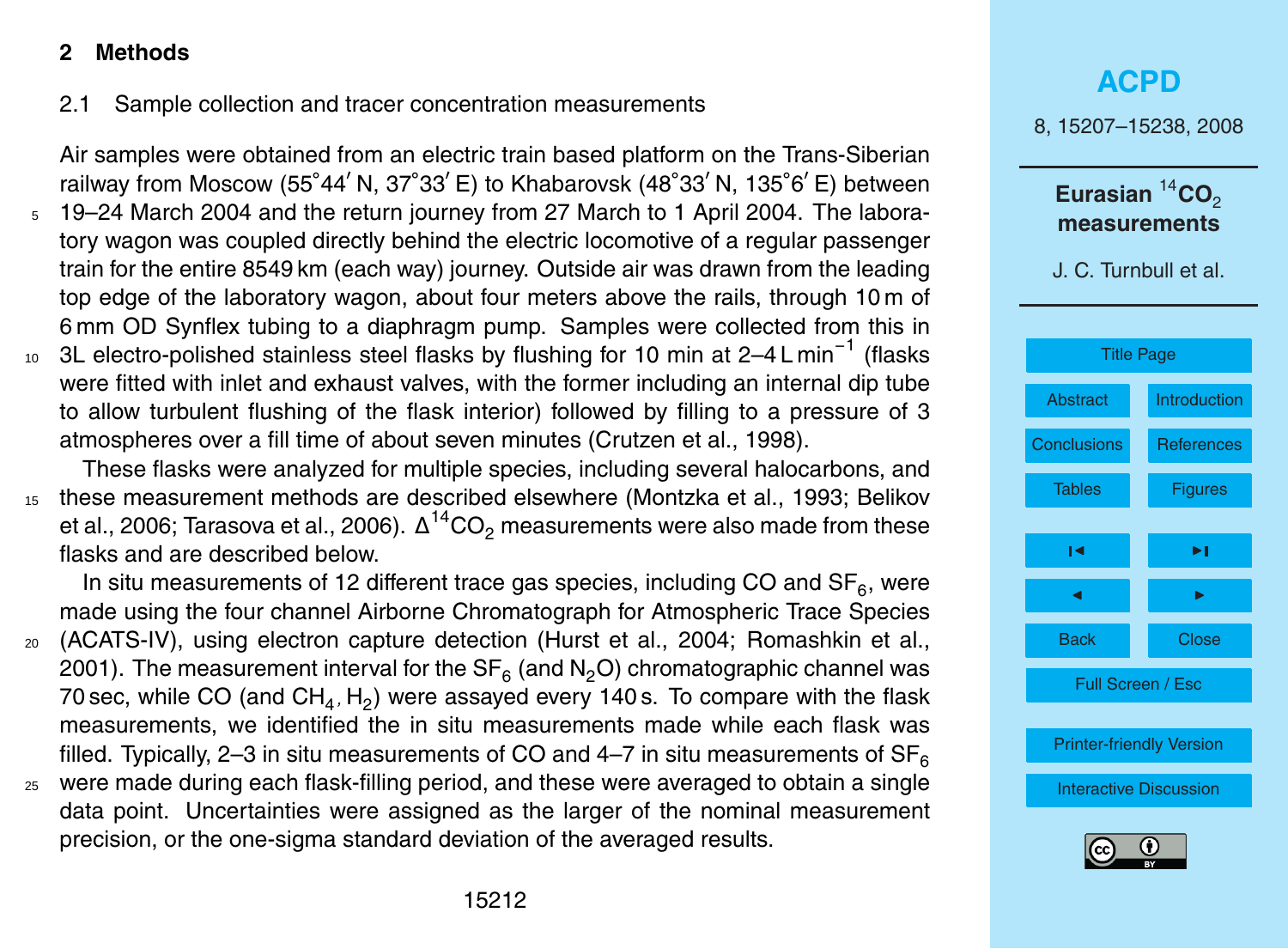## 2 Methods

### 2.1 Sample collection and tracer concentration measurements

Air samples were obtained from an electric train based platform on the Trans-Siberian railway from Moscow (55°44′ N, 37°33′ E) to Khabarovsk (48°33′ N, 135°6′ E) between 19–24 March 2004 and the return journey from 27 March to 1 April 2004. The laboratory wagon was coupled directly behind the electric locomotive of a regular passenger train for the entire 8549 km (each way) journey. Outside air was drawn from the leading top edge of the laboratory wagon, about four meters above the rails, through 10 m of 6 mm OD Synflex tubing to a diaphragm pump. Samples were collected from this in 3L electro-polished stainless steel flasks by flushing for 10 min at 2–4 L $min^{-1}$ (flasks were fitted with inlet and exhaust valves, with the former including an internal dip tube to allow turbulent flushing of the flask interior) followed by filling to a pressure of 3 atmospheres over a fill time of about seven minutes (Crutzen et al., 1998).

These flasks were analyzed for multiple species, including several halocarbons, and these measurement methods are described elsewhere (Montzka et al., 1993; Belikov et al., 2006; Tarasova et al., 2006). $\Delta^{14}CO_2$ measurements were also made from these flasks and are described below.

In situ measurements of 12 different trace gas species, including CO and $SF_6$, were made using the four channel Airborne Chromatograph for Atmospheric Trace Species (ACATS-IV), using electron capture detection (Hurst et al., 2004; Romashkin et al., 2001). The measurement interval for the $SF_6$ (and $N_2O$) chromatographic channel was 70 sec, while CO (and $CH_4$, $H_2$) were assayed every 140 s. To compare with the flask measurements, we identified the in situ measurements made while each flask was filled. Typically, 2–3 in situ measurements of CO and 4–7 in situ measurements of $SF_6$ were made during each flask-filling period, and these were averaged to obtain a single data point. Uncertainties were assigned as the larger of the nominal measurement precision, or the one-sigma standard deviation of the averaged results.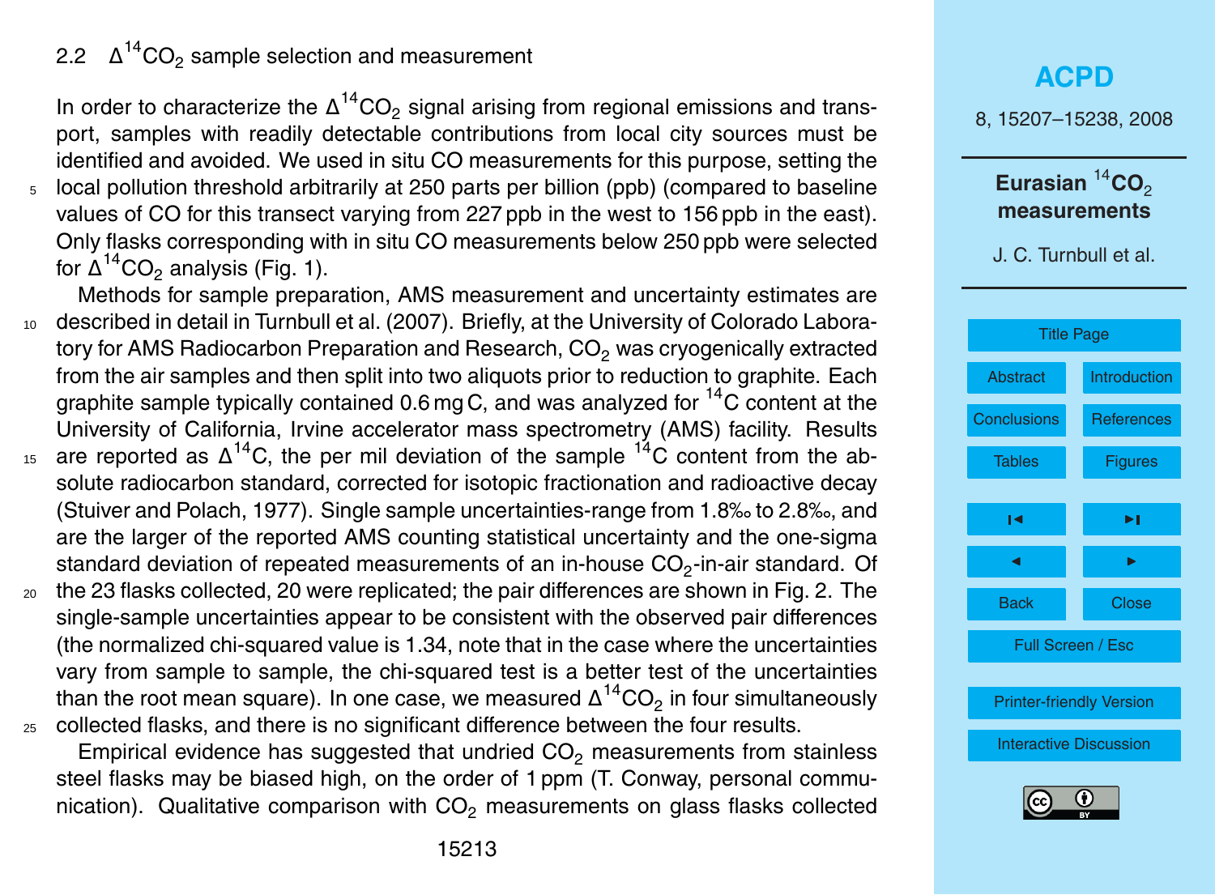### 2.2 $\Delta^{14}CO_2$ sample selection and measurement

In order to characterize the $\Delta^{14}CO_2$ signal arising from regional emissions and transport, samples with readily detectable contributions from local city sources must be identified and avoided. We used in situ CO measurements for this purpose, setting the local pollution threshold arbitrarily at 250 parts per billion (ppb) (compared to baseline values of CO for this transect varying from 227 ppb in the west to 156 ppb in the east). Only flasks corresponding with in situ CO measurements below 250 ppb were selected for $\Delta^{14}CO_2$ analysis (Fig. 1).

Methods for sample preparation, AMS measurement and uncertainty estimates are described in detail in Turnbull et al. (2007). Briefly, at the University of Colorado Laboratory for AMS Radiocarbon Preparation and Research, $CO_2$ was cryogenically extracted from the air samples and then split into two aliquots prior to reduction to graphite. Each graphite sample typically contained 0.6 mg C, and was analyzed for $^{14}C$ content at the University of California, Irvine accelerator mass spectrometry (AMS) facility. Results are reported as $\Delta^{14}C$, the per mil deviation of the sample $^{14}C$ content from the absolute radiocarbon standard, corrected for isotopic fractionation and radioactive decay (Stuiver and Polach, 1977). Single sample uncertainties-range from 1.8‰ to 2.8‰, and are the larger of the reported AMS counting statistical uncertainty and the one-sigma standard deviation of repeated measurements of an in-house $CO_2$-in-air standard. Of the 23 flasks collected, 20 were replicated; the pair differences are shown in Fig. 2. The single-sample uncertainties appear to be consistent with the observed pair differences (the normalized chi-squared value is 1.34, note that in the case where the uncertainties vary from sample to sample, the chi-squared test is a better test of the uncertainties than the root mean square). In one case, we measured $\Delta^{14}CO_2$ in four simultaneously collected flasks, and there is no significant difference between the four results.

Empirical evidence has suggested that undried $CO_2$ measurements from stainless steel flasks may be biased high, on the order of 1 ppm (T. Conway, personal communication). Qualitative comparison with $CO_2$ measurements on glass flasks collected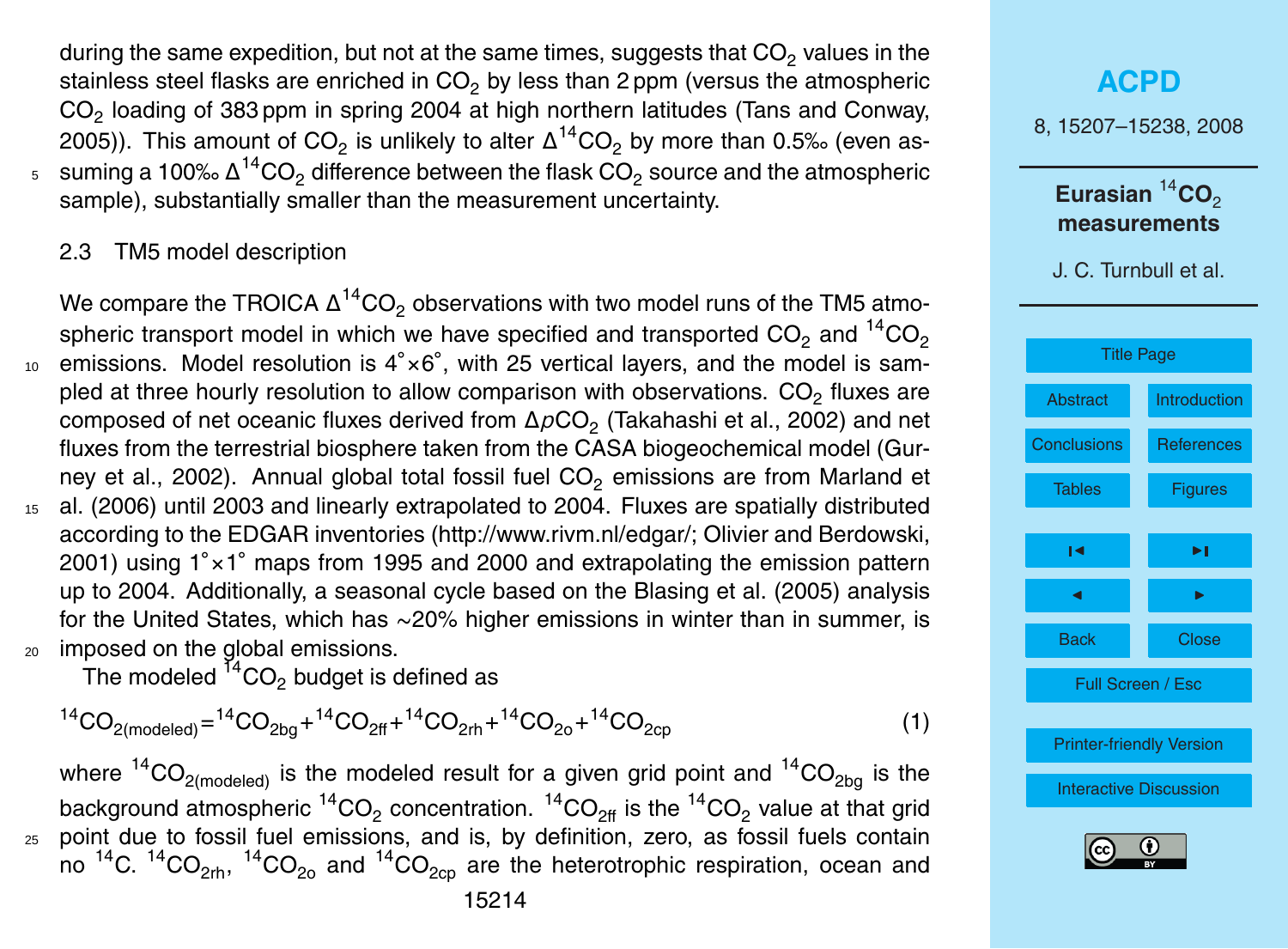during the same expedition, but not at the same times, suggests that $CO_2$ values in the stainless steel flasks are enriched in $CO_2$ by less than 2 ppm (versus the atmospheric $CO_2$ loading of 383 ppm in spring 2004 at high northern latitudes (Tans and Conway, 2005)). This amount of $CO_2$ is unlikely to alter $\Delta^{14}CO_2$ by more than 0.5‰ (even assuming a 100‰ $\Delta^{14}CO_2$ difference between the flask $CO_2$ source and the atmospheric sample), substantially smaller than the measurement uncertainty.

### 2.3 TM5 model description

We compare the TROICA $\Delta^{14}CO_2$ observations with two model runs of the TM5 atmospheric transport model in which we have specified and transported $CO_2$ and $^{14}CO_2$ emissions. Model resolution is 4°×6°, with 25 vertical layers, and the model is sampled at three hourly resolution to allow comparison with observations. $CO_2$ fluxes are composed of net oceanic fluxes derived from $\Delta pCO_2$ (Takahashi et al., 2002) and net fluxes from the terrestrial biosphere taken from the CASA biogeochemical model (Gurney et al., 2002). Annual global total fossil fuel $CO_2$ emissions are from Marland et al. (2006) until 2003 and linearly extrapolated to 2004. Fluxes are spatially distributed according to the EDGAR inventories (http://www.rivm.nl/edgar/; Olivier and Berdowski, 2001) using 1°×1° maps from 1995 and 2000 and extrapolating the emission pattern up to 2004. Additionally, a seasonal cycle based on the Blasing et al. (2005) analysis for the United States, which has ~20% higher emissions in winter than in summer, is imposed on the global emissions.

The modeled $^{14}CO_2$ budget is defined as

$$^{14}CO_{2(\text{modeled})} = {}^{14}CO_{2\text{bg}} + {}^{14}CO_{2\text{ff}} + {}^{14}CO_{2\text{rh}} + {}^{14}CO_{2\text{o}} + {}^{14}CO_{2\text{cp}} \quad (1)$$

where $^{14}CO_{2(\text{modeled})}$ is the modeled result for a given grid point and $^{14}CO_{2\text{bg}}$ is the background atmospheric $^{14}CO_2$ concentration. $^{14}CO_{2\text{ff}}$ is the $^{14}CO_2$ value at that grid point due to fossil fuel emissions, and is, by definition, zero, as fossil fuels contain no $^{14}C$. $^{14}CO_{2\text{rh}}$, $^{14}CO_{2\text{o}}$ and $^{14}CO_{2\text{cp}}$ are the heterotrophic respiration, ocean and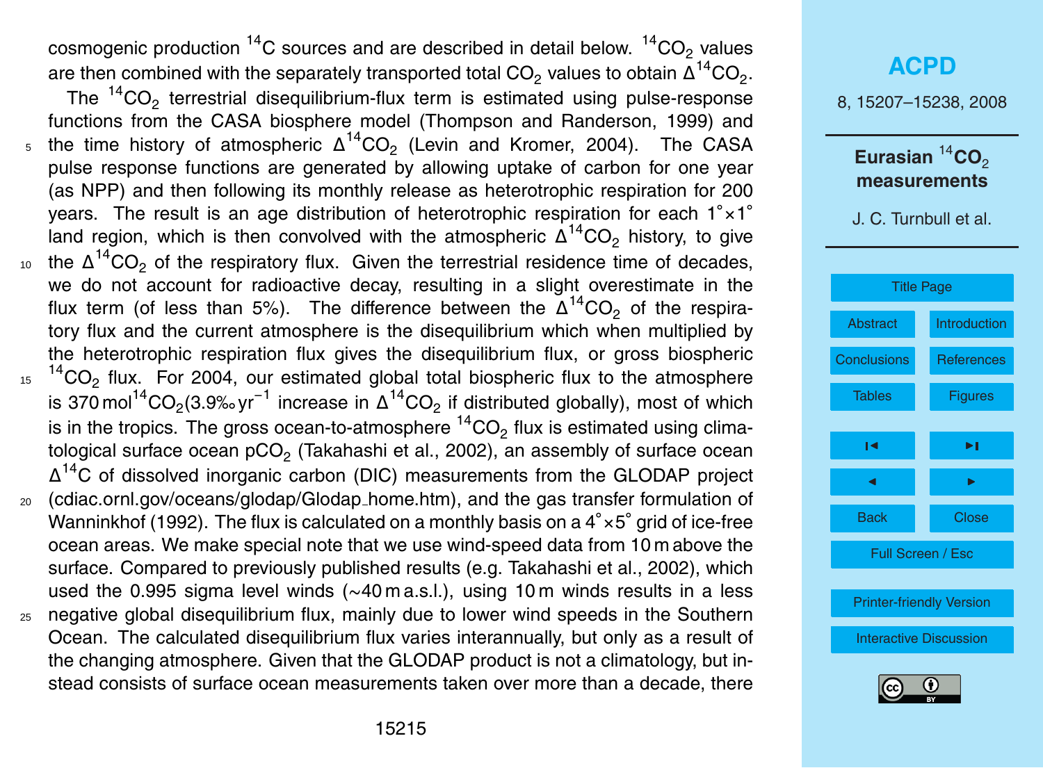cosmogenic production $^{14}C$ sources and are described in detail below. $^{14}CO_2$ values are then combined with the separately transported total $CO_2$ values to obtain $\Delta^{14}CO_2$.

The $^{14}CO_2$ terrestrial disequilibrium-flux term is estimated using pulse-response functions from the CASA biosphere model (Thompson and Randerson, 1999) and the time history of atmospheric $\Delta^{14}CO_2$ (Levin and Kromer, 2004). The CASA pulse response functions are generated by allowing uptake of carbon for one year (as NPP) and then following its monthly release as heterotrophic respiration for 200 years. The result is an age distribution of heterotrophic respiration for each 1°×1° land region, which is then convolved with the atmospheric $\Delta^{14}CO_2$ history, to give the $\Delta^{14}CO_2$ of the respiratory flux. Given the terrestrial residence time of decades, we do not account for radioactive decay, resulting in a slight overestimate in the flux term (of less than 5%). The difference between the $\Delta^{14}CO_2$ of the respiratory flux and the current atmosphere is the disequilibrium which when multiplied by the heterotrophic respiration flux gives the disequilibrium flux, or gross biospheric $^{14}CO_2$ flux. For 2004, our estimated global total biospheric flux to the atmosphere is 370 mol$^{14}CO_2$(3.9‰ $yr^{-1}$ increase in $\Delta^{14}CO_2$ if distributed globally), most of which is in the tropics. The gross ocean-to-atmosphere $^{14}CO_2$ flux is estimated using climatological surface ocean $pCO_2$ (Takahashi et al., 2002), an assembly of surface ocean $\Delta^{14}C$ of dissolved inorganic carbon (DIC) measurements from the GLODAP project (cdiac.ornl.gov/oceans/glodap/Glodap_home.htm), and the gas transfer formulation of Wanninkhof (1992). The flux is calculated on a monthly basis on a 4°×5° grid of ice-free ocean areas. We make special note that we use wind-speed data from 10 m above the surface. Compared to previously published results (e.g. Takahashi et al., 2002), which used the 0.995 sigma level winds (~40 m a.s.l.), using 10 m winds results in a less negative global disequilibrium flux, mainly due to lower wind speeds in the Southern Ocean. The calculated disequilibrium flux varies interannually, but only as a result of the changing atmosphere. Given that the GLODAP product is not a climatology, but instead consists of surface ocean measurements taken over more than a decade, there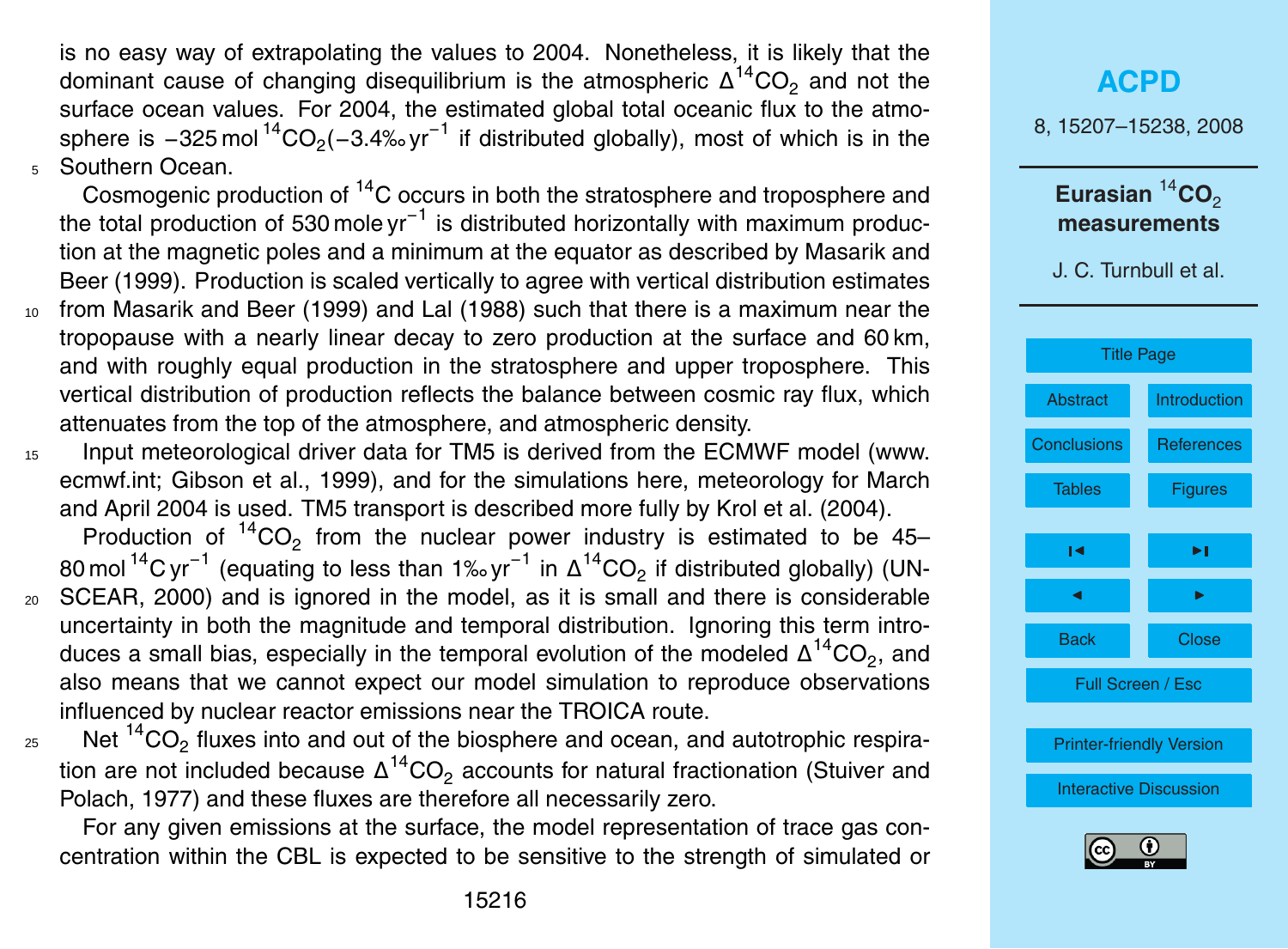is no easy way of extrapolating the values to 2004. Nonetheless, it is likely that the dominant cause of changing disequilibrium is the atmospheric $\Delta^{14}CO_2$ and not the surface ocean values. For 2004, the estimated global total oceanic flux to the atmosphere is $-325$ mol $^{14}CO_2$($-3.4$‰ yr$^{-1}$ if distributed globally), most of which is in the Southern Ocean.

Cosmogenic production of $^{14}$C occurs in both the stratosphere and troposphere and the total production of 530 mole yr$^{-1}$ is distributed horizontally with maximum production at the magnetic poles and a minimum at the equator as described by Masarik and Beer (1999). Production is scaled vertically to agree with vertical distribution estimates from Masarik and Beer (1999) and Lal (1988) such that there is a maximum near the tropopause with a nearly linear decay to zero production at the surface and 60 km, and with roughly equal production in the stratosphere and upper troposphere. This vertical distribution of production reflects the balance between cosmic ray flux, which attenuates from the top of the atmosphere, and atmospheric density.

Input meteorological driver data for TM5 is derived from the ECMWF model (www.ecmwf.int; Gibson et al., 1999), and for the simulations here, meteorology for March and April 2004 is used. TM5 transport is described more fully by Krol et al. (2004).

Production of $^{14}CO_2$ from the nuclear power industry is estimated to be 45–80 mol $^{14}$C yr$^{-1}$ (equating to less than 1‰ yr$^{-1}$ in $\Delta^{14}CO_2$ if distributed globally) (UNSCEAR, 2000) and is ignored in the model, as it is small and there is considerable uncertainty in both the magnitude and temporal distribution. Ignoring this term introduces a small bias, especially in the temporal evolution of the modeled $\Delta^{14}CO_2$, and also means that we cannot expect our model simulation to reproduce observations influenced by nuclear reactor emissions near the TROICA route.

Net $^{14}CO_2$ fluxes into and out of the biosphere and ocean, and autotrophic respiration are not included because $\Delta^{14}CO_2$ accounts for natural fractionation (Stuiver and Polach, 1977) and these fluxes are therefore all necessarily zero.

For any given emissions at the surface, the model representation of trace gas concentration within the CBL is expected to be sensitive to the strength of simulated or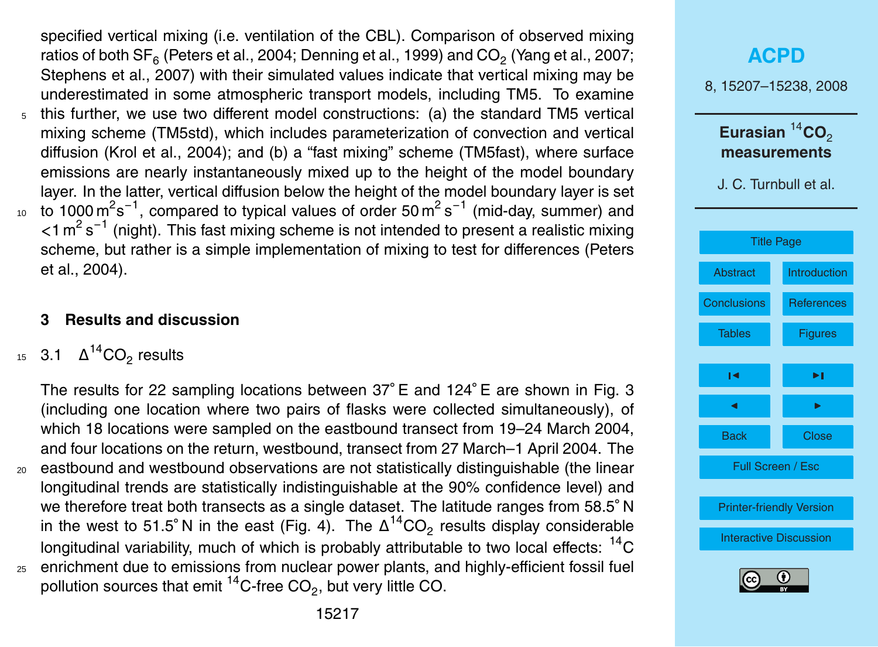specified vertical mixing (i.e. ventilation of the CBL). Comparison of observed mixing ratios of both $SF_6$ (Peters et al., 2004; Denning et al., 1999) and $CO_2$ (Yang et al., 2007; Stephens et al., 2007) with their simulated values indicate that vertical mixing may be underestimated in some atmospheric transport models, including TM5. To examine this further, we use two different model constructions: (a) the standard TM5 vertical mixing scheme (TM5std), which includes parameterization of convection and vertical diffusion (Krol et al., 2004); and (b) a "fast mixing" scheme (TM5fast), where surface emissions are nearly instantaneously mixed up to the height of the model boundary layer. In the latter, vertical diffusion below the height of the model boundary layer is set to $1000\,m^2 s^{-1}$, compared to typical values of order $50\,m^2\,s^{-1}$ (mid-day, summer) and $<1\,m^2\,s^{-1}$ (night). This fast mixing scheme is not intended to present a realistic mixing scheme, but rather is a simple implementation of mixing to test for differences (Peters et al., 2004).

## 3 Results and discussion

### 3.1 $\Delta^{14}CO_2$ results

The results for 22 sampling locations between 37° E and 124° E are shown in Fig. 3 (including one location where two pairs of flasks were collected simultaneously), of which 18 locations were sampled on the eastbound transect from 19–24 March 2004, and four locations on the return, westbound, transect from 27 March–1 April 2004. The eastbound and westbound observations are not statistically distinguishable (the linear longitudinal trends are statistically indistinguishable at the 90% confidence level) and we therefore treat both transects as a single dataset. The latitude ranges from 58.5° N in the west to 51.5° N in the east (Fig. 4). The $\Delta^{14}CO_2$ results display considerable longitudinal variability, much of which is probably attributable to two local effects: $^{14}C$ enrichment due to emissions from nuclear power plants, and highly-efficient fossil fuel pollution sources that emit $^{14}C$-free $CO_2$, but very little CO.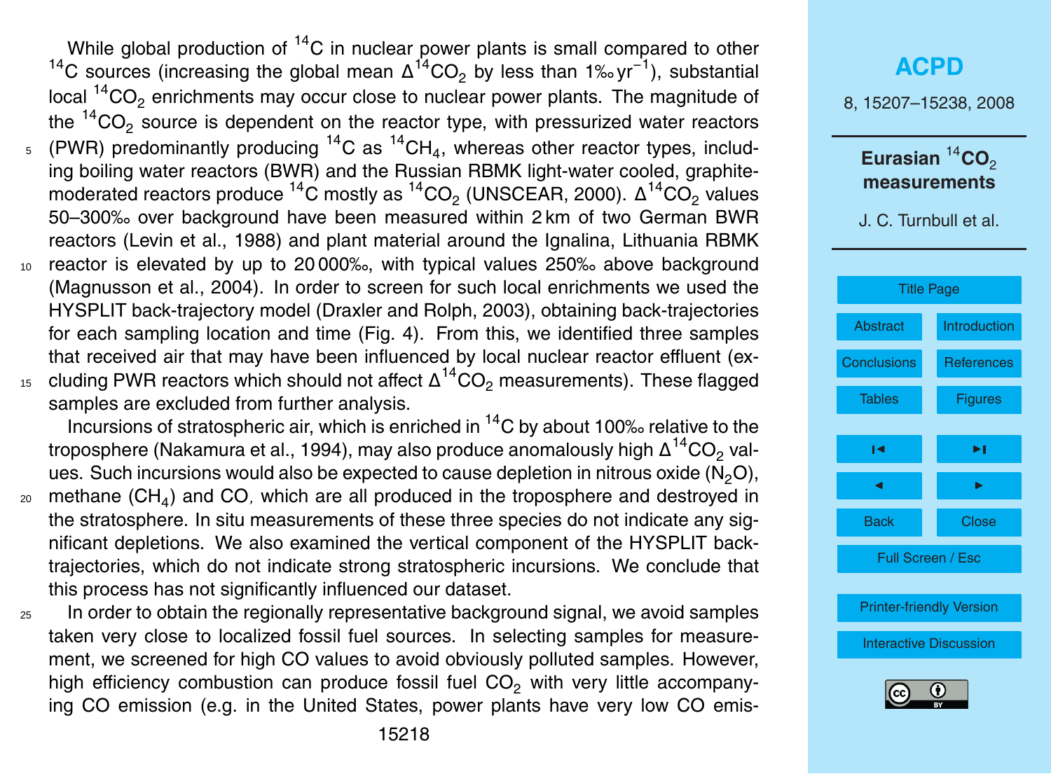While global production of $^{14}C$ in nuclear power plants is small compared to other $^{14}C$ sources (increasing the global mean $\Delta^{14}CO_2$ by less than 1‰ $yr^{-1}$), substantial local $^{14}CO_2$ enrichments may occur close to nuclear power plants. The magnitude of the $^{14}CO_2$ source is dependent on the reactor type, with pressurized water reactors (PWR) predominantly producing $^{14}C$ as $^{14}CH_4$, whereas other reactor types, including boiling water reactors (BWR) and the Russian RBMK light-water cooled, graphite-moderated reactors produce $^{14}C$ mostly as $^{14}CO_2$ (UNSCEAR, 2000). $\Delta^{14}CO_2$ values 50–300‰ over background have been measured within 2 km of two German BWR reactors (Levin et al., 1988) and plant material around the Ignalina, Lithuania RBMK reactor is elevated by up to 20 000‰, with typical values 250‰ above background (Magnusson et al., 2004). In order to screen for such local enrichments we used the HYSPLIT back-trajectory model (Draxler and Rolph, 2003), obtaining back-trajectories for each sampling location and time (Fig. 4). From this, we identified three samples that received air that may have been influenced by local nuclear reactor effluent (excluding PWR reactors which should not affect $\Delta^{14}CO_2$ measurements). These flagged samples are excluded from further analysis.

Incursions of stratospheric air, which is enriched in $^{14}C$ by about 100‰ relative to the troposphere (Nakamura et al., 1994), may also produce anomalously high $\Delta^{14}CO_2$ values. Such incursions would also be expected to cause depletion in nitrous oxide ($N_2O$), methane ($CH_4$) and CO, which are all produced in the troposphere and destroyed in the stratosphere. In situ measurements of these three species do not indicate any significant depletions. We also examined the vertical component of the HYSPLIT back-trajectories, which do not indicate strong stratospheric incursions. We conclude that this process has not significantly influenced our dataset.

In order to obtain the regionally representative background signal, we avoid samples taken very close to localized fossil fuel sources. In selecting samples for measurement, we screened for high CO values to avoid obviously polluted samples. However, high efficiency combustion can produce fossil fuel $CO_2$ with very little accompanying CO emission (e.g. in the United States, power plants have very low CO emis-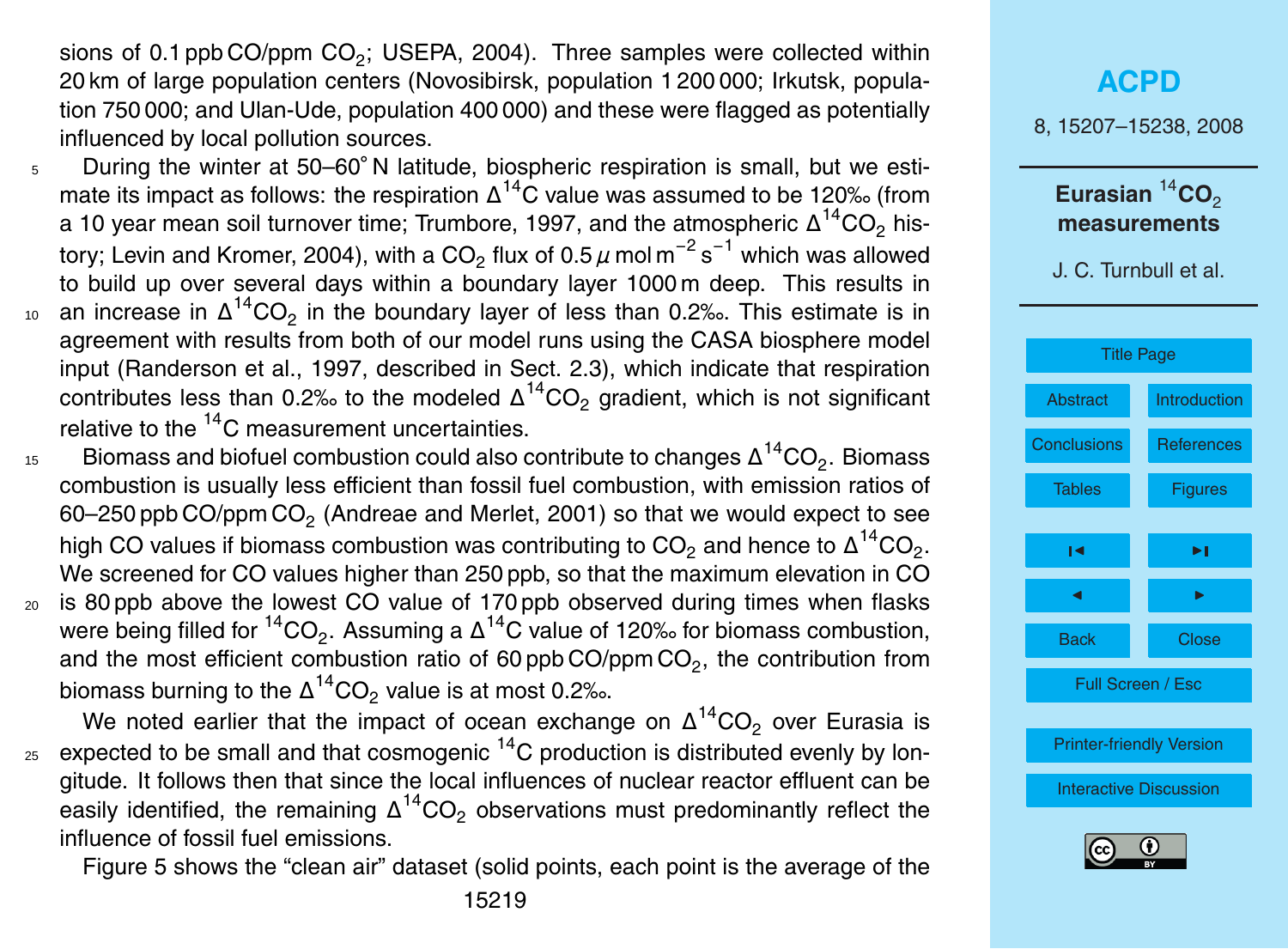sions of 0.1 ppb CO/ppm $CO_2$; USEPA, 2004). Three samples were collected within 20 km of large population centers (Novosibirsk, population 1 200 000; Irkutsk, population 750 000; and Ulan-Ude, population 400 000) and these were flagged as potentially influenced by local pollution sources.

During the winter at 50–60° N latitude, biospheric respiration is small, but we estimate its impact as follows: the respiration $\Delta^{14}C$ value was assumed to be 120‰ (from a 10 year mean soil turnover time; Trumbore, 1997, and the atmospheric $\Delta^{14}CO_2$ history; Levin and Kromer, 2004), with a $CO_2$ flux of 0.5 $\mu$mol m$^{-2}$ s$^{-1}$ which was allowed to build up over several days within a boundary layer 1000 m deep. This results in an increase in $\Delta^{14}CO_2$ in the boundary layer of less than 0.2‰. This estimate is in agreement with results from both of our model runs using the CASA biosphere model input (Randerson et al., 1997, described in Sect. 2.3), which indicate that respiration contributes less than 0.2‰ to the modeled $\Delta^{14}CO_2$ gradient, which is not significant relative to the $^{14}C$ measurement uncertainties.

Biomass and biofuel combustion could also contribute to changes $\Delta^{14}CO_2$. Biomass combustion is usually less efficient than fossil fuel combustion, with emission ratios of 60–250 ppb CO/ppm $CO_2$ (Andreae and Merlet, 2001) so that we would expect to see high CO values if biomass combustion was contributing to $CO_2$ and hence to $\Delta^{14}CO_2$. We screened for CO values higher than 250 ppb, so that the maximum elevation in CO is 80 ppb above the lowest CO value of 170 ppb observed during times when flasks were being filled for $^{14}CO_2$. Assuming a $\Delta^{14}C$ value of 120‰ for biomass combustion, and the most efficient combustion ratio of 60 ppb CO/ppm $CO_2$, the contribution from biomass burning to the $\Delta^{14}CO_2$ value is at most 0.2‰.

We noted earlier that the impact of ocean exchange on $\Delta^{14}CO_2$ over Eurasia is expected to be small and that cosmogenic $^{14}C$ production is distributed evenly by longitude. It follows then that since the local influences of nuclear reactor effluent can be easily identified, the remaining $\Delta^{14}CO_2$ observations must predominantly reflect the influence of fossil fuel emissions.

Figure 5 shows the "clean air" dataset (solid points, each point is the average of the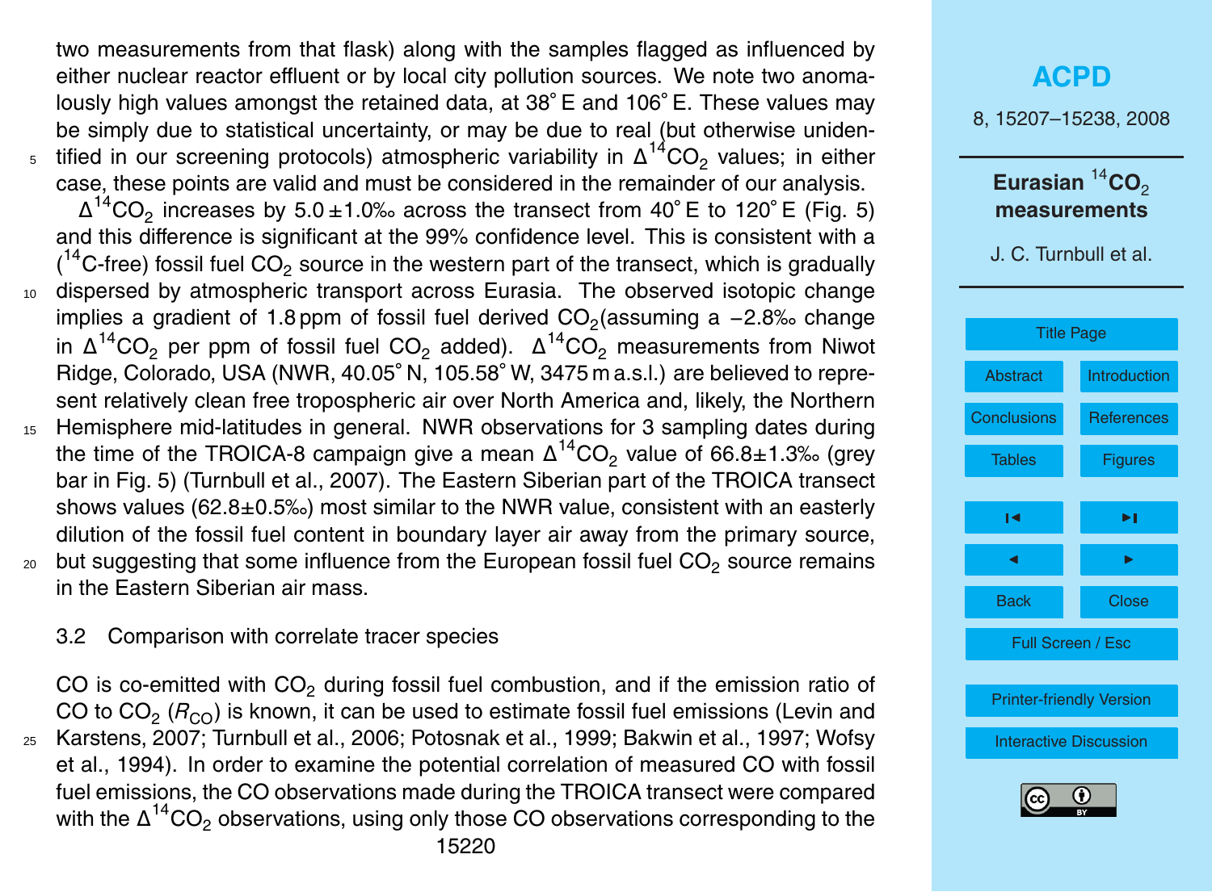two measurements from that flask) along with the samples flagged as influenced by either nuclear reactor effluent or by local city pollution sources. We note two anomalously high values amongst the retained data, at 38° E and 106° E. These values may be simply due to statistical uncertainty, or may be due to real (but otherwise unidentified in our screening protocols) atmospheric variability in $\Delta^{14}CO_2$ values; in either case, these points are valid and must be considered in the remainder of our analysis.

$\Delta^{14}CO_2$ increases by 5.0 ±1.0‰ across the transect from 40° E to 120° E (Fig. 5) and this difference is significant at the 99% confidence level. This is consistent with a ($^{14}$C-free) fossil fuel $CO_2$ source in the western part of the transect, which is gradually dispersed by atmospheric transport across Eurasia. The observed isotopic change implies a gradient of 1.8 ppm of fossil fuel derived $CO_2$(assuming a −2.8‰ change in $\Delta^{14}CO_2$ per ppm of fossil fuel $CO_2$ added). $\Delta^{14}CO_2$ measurements from Niwot Ridge, Colorado, USA (NWR, 40.05° N, 105.58° W, 3475 m a.s.l.) are believed to represent relatively clean free tropospheric air over North America and, likely, the Northern Hemisphere mid-latitudes in general. NWR observations for 3 sampling dates during the time of the TROICA-8 campaign give a mean $\Delta^{14}CO_2$ value of 66.8±1.3‰ (grey bar in Fig. 5) (Turnbull et al., 2007). The Eastern Siberian part of the TROICA transect shows values (62.8±0.5‰) most similar to the NWR value, consistent with an easterly dilution of the fossil fuel content in boundary layer air away from the primary source, but suggesting that some influence from the European fossil fuel $CO_2$ source remains in the Eastern Siberian air mass.

### 3.2 Comparison with correlate tracer species

CO is co-emitted with $CO_2$ during fossil fuel combustion, and if the emission ratio of CO to $CO_2$ ($R_{CO}$) is known, it can be used to estimate fossil fuel emissions (Levin and Karstens, 2007; Turnbull et al., 2006; Potosnak et al., 1999; Bakwin et al., 1997; Wofsy et al., 1994). In order to examine the potential correlation of measured CO with fossil fuel emissions, the CO observations made during the TROICA transect were compared with the $\Delta^{14}CO_2$ observations, using only those CO observations corresponding to the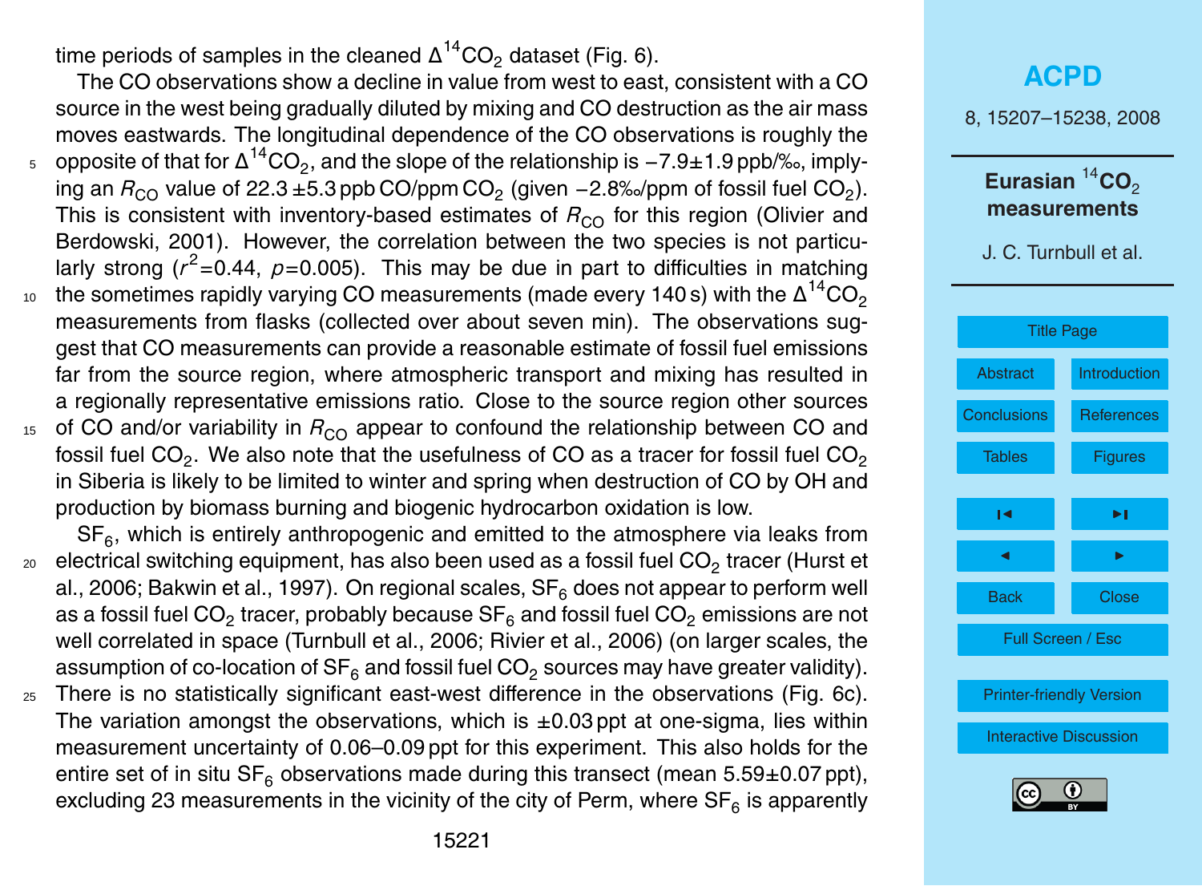time periods of samples in the cleaned $\Delta^{14}CO_2$ dataset (Fig. 6).

The CO observations show a decline in value from west to east, consistent with a CO source in the west being gradually diluted by mixing and CO destruction as the air mass moves eastwards. The longitudinal dependence of the CO observations is roughly the opposite of that for $\Delta^{14}CO_2$, and the slope of the relationship is −7.9±1.9 ppb/‰, implying an $R_{CO}$ value of 22.3 ±5.3 ppb CO/ppm $CO_2$ (given −2.8‰/ppm of fossil fuel $CO_2$). This is consistent with inventory-based estimates of $R_{CO}$ for this region (Olivier and Berdowski, 2001). However, the correlation between the two species is not particularly strong ($r^2$=0.44, $p$=0.005). This may be due in part to difficulties in matching the sometimes rapidly varying CO measurements (made every 140 s) with the $\Delta^{14}CO_2$ measurements from flasks (collected over about seven min). The observations suggest that CO measurements can provide a reasonable estimate of fossil fuel emissions far from the source region, where atmospheric transport and mixing has resulted in a regionally representative emissions ratio. Close to the source region other sources of CO and/or variability in $R_{CO}$ appear to confound the relationship between CO and fossil fuel $CO_2$. We also note that the usefulness of CO as a tracer for fossil fuel $CO_2$ in Siberia is likely to be limited to winter and spring when destruction of CO by OH and production by biomass burning and biogenic hydrocarbon oxidation is low.

$SF_6$, which is entirely anthropogenic and emitted to the atmosphere via leaks from electrical switching equipment, has also been used as a fossil fuel $CO_2$ tracer (Hurst et al., 2006; Bakwin et al., 1997). On regional scales, $SF_6$ does not appear to perform well as a fossil fuel $CO_2$ tracer, probably because $SF_6$ and fossil fuel $CO_2$ emissions are not well correlated in space (Turnbull et al., 2006; Rivier et al., 2006) (on larger scales, the assumption of co-location of $SF_6$ and fossil fuel $CO_2$ sources may have greater validity). There is no statistically significant east-west difference in the observations (Fig. 6c). The variation amongst the observations, which is ±0.03 ppt at one-sigma, lies within measurement uncertainty of 0.06–0.09 ppt for this experiment. This also holds for the entire set of in situ $SF_6$ observations made during this transect (mean 5.59±0.07 ppt), excluding 23 measurements in the vicinity of the city of Perm, where $SF_6$ is apparently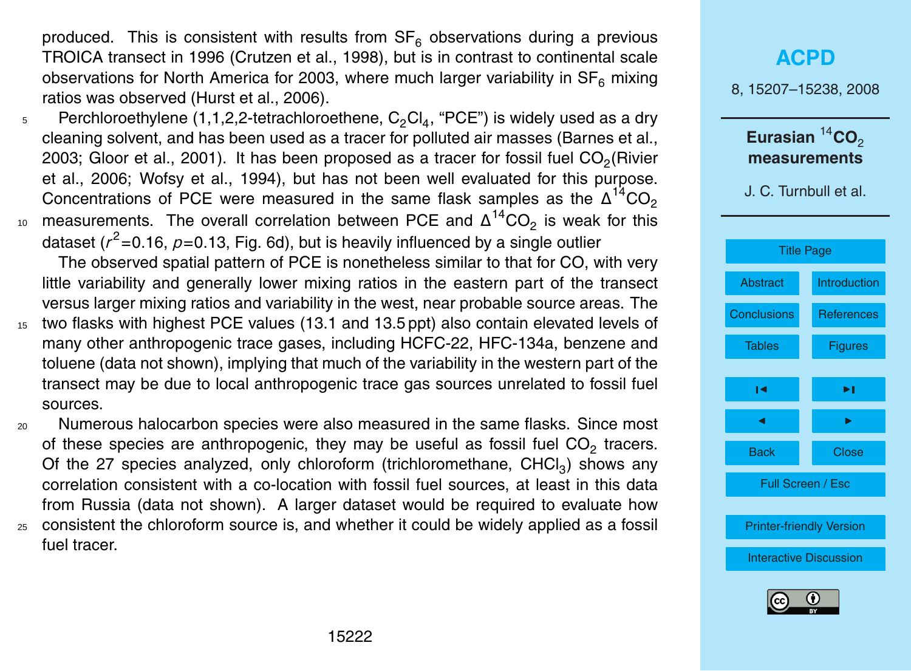produced. This is consistent with results from $SF_6$ observations during a previous TROICA transect in 1996 (Crutzen et al., 1998), but is in contrast to continental scale observations for North America for 2003, where much larger variability in $SF_6$ mixing ratios was observed (Hurst et al., 2006).

Perchloroethylene (1,1,2,2-tetrachloroethene, $C_2Cl_4$, "PCE") is widely used as a dry cleaning solvent, and has been used as a tracer for polluted air masses (Barnes et al., 2003; Gloor et al., 2001). It has been proposed as a tracer for fossil fuel $CO_2$(Rivier et al., 2006; Wofsy et al., 1994), but has not been well evaluated for this purpose. Concentrations of PCE were measured in the same flask samples as the $\Delta^{14}CO_2$ measurements. The overall correlation between PCE and $\Delta^{14}CO_2$ is weak for this dataset ($r^2$=0.16, $p$=0.13, Fig. 6d), but is heavily influenced by a single outlier

The observed spatial pattern of PCE is nonetheless similar to that for CO, with very little variability and generally lower mixing ratios in the eastern part of the transect versus larger mixing ratios and variability in the west, near probable source areas. The two flasks with highest PCE values (13.1 and 13.5 ppt) also contain elevated levels of many other anthropogenic trace gases, including HCFC-22, HFC-134a, benzene and toluene (data not shown), implying that much of the variability in the western part of the transect may be due to local anthropogenic trace gas sources unrelated to fossil fuel sources.

Numerous halocarbon species were also measured in the same flasks. Since most of these species are anthropogenic, they may be useful as fossil fuel $CO_2$ tracers. Of the 27 species analyzed, only chloroform (trichloromethane, $CHCl_3$) shows any correlation consistent with a co-location with fossil fuel sources, at least in this data from Russia (data not shown). A larger dataset would be required to evaluate how consistent the chloroform source is, and whether it could be widely applied as a fossil fuel tracer.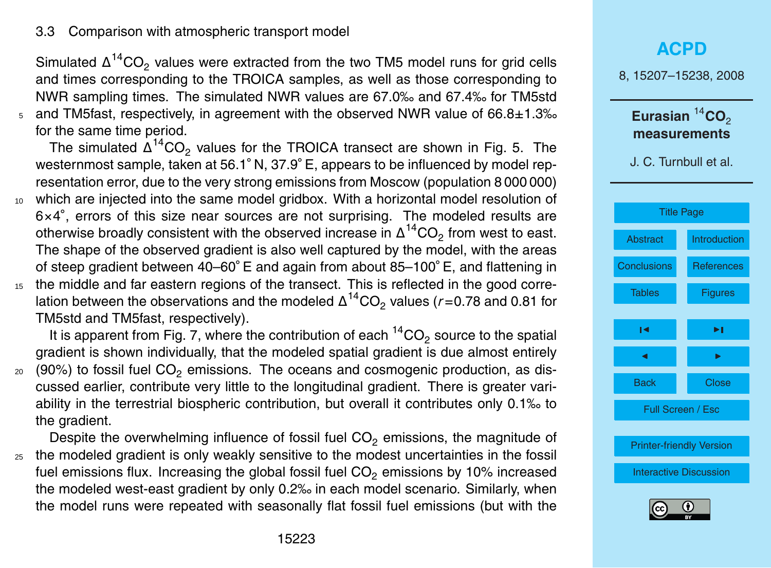### 3.3 Comparison with atmospheric transport model

Simulated $\Delta^{14}CO_2$ values were extracted from the two TM5 model runs for grid cells and times corresponding to the TROICA samples, as well as those corresponding to NWR sampling times. The simulated NWR values are 67.0‰ and 67.4‰ for TM5std and TM5fast, respectively, in agreement with the observed NWR value of 66.8±1.3‰ for the same time period.

The simulated $\Delta^{14}CO_2$ values for the TROICA transect are shown in Fig. 5. The westernmost sample, taken at 56.1° N, 37.9° E, appears to be influenced by model representation error, due to the very strong emissions from Moscow (population 8 000 000) which are injected into the same model gridbox. With a horizontal model resolution of 6×4°, errors of this size near sources are not surprising. The modeled results are otherwise broadly consistent with the observed increase in $\Delta^{14}CO_2$ from west to east. The shape of the observed gradient is also well captured by the model, with the areas of steep gradient between 40–60° E and again from about 85–100° E, and flattening in the middle and far eastern regions of the transect. This is reflected in the good correlation between the observations and the modeled $\Delta^{14}CO_2$ values ($r$=0.78 and 0.81 for TM5std and TM5fast, respectively).

It is apparent from Fig. 7, where the contribution of each $^{14}CO_2$ source to the spatial gradient is shown individually, that the modeled spatial gradient is due almost entirely (90%) to fossil fuel $CO_2$ emissions. The oceans and cosmogenic production, as discussed earlier, contribute very little to the longitudinal gradient. There is greater variability in the terrestrial biospheric contribution, but overall it contributes only 0.1‰ to the gradient.

Despite the overwhelming influence of fossil fuel $CO_2$ emissions, the magnitude of the modeled gradient is only weakly sensitive to the modest uncertainties in the fossil fuel emissions flux. Increasing the global fossil fuel $CO_2$ emissions by 10% increased the modeled west-east gradient by only 0.2‰ in each model scenario. Similarly, when the model runs were repeated with seasonally flat fossil fuel emissions (but with the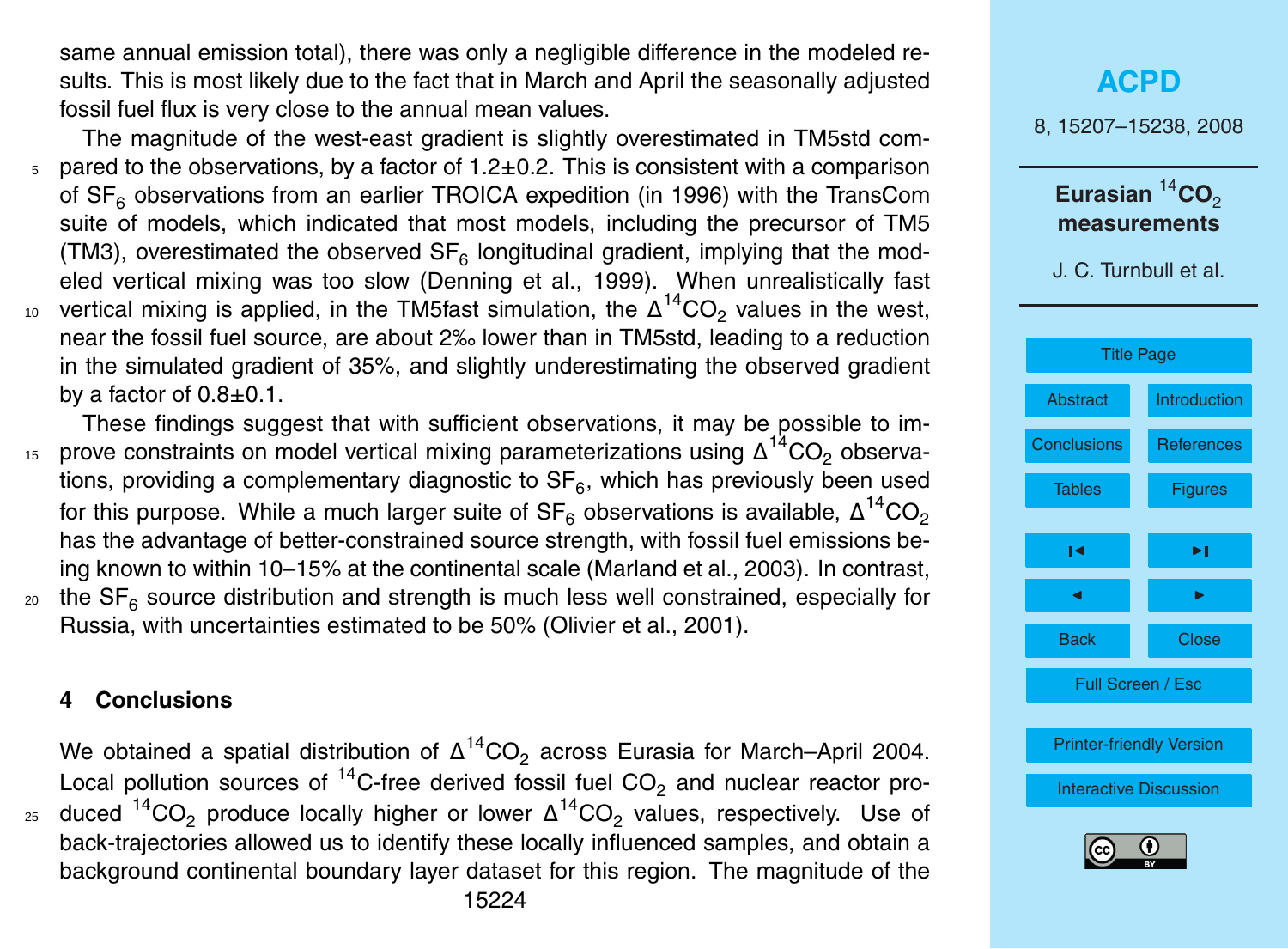same annual emission total), there was only a negligible difference in the modeled results. This is most likely due to the fact that in March and April the seasonally adjusted fossil fuel flux is very close to the annual mean values.

The magnitude of the west-east gradient is slightly overestimated in TM5std compared to the observations, by a factor of 1.2±0.2. This is consistent with a comparison of $SF_6$ observations from an earlier TROICA expedition (in 1996) with the TransCom suite of models, which indicated that most models, including the precursor of TM5 (TM3), overestimated the observed $SF_6$ longitudinal gradient, implying that the modeled vertical mixing was too slow (Denning et al., 1999). When unrealistically fast vertical mixing is applied, in the TM5fast simulation, the $\Delta^{14}CO_2$ values in the west, near the fossil fuel source, are about 2‰ lower than in TM5std, leading to a reduction in the simulated gradient of 35%, and slightly underestimating the observed gradient by a factor of 0.8±0.1.

These findings suggest that with sufficient observations, it may be possible to improve constraints on model vertical mixing parameterizations using $\Delta^{14}CO_2$ observations, providing a complementary diagnostic to $SF_6$, which has previously been used for this purpose. While a much larger suite of $SF_6$ observations is available, $\Delta^{14}CO_2$ has the advantage of better-constrained source strength, with fossil fuel emissions being known to within 10–15% at the continental scale (Marland et al., 2003). In contrast, the $SF_6$ source distribution and strength is much less well constrained, especially for Russia, with uncertainties estimated to be 50% (Olivier et al., 2001).

## 4 Conclusions

We obtained a spatial distribution of $\Delta^{14}CO_2$ across Eurasia for March–April 2004. Local pollution sources of $^{14}C$-free derived fossil fuel $CO_2$ and nuclear reactor produced $^{14}CO_2$ produce locally higher or lower $\Delta^{14}CO_2$ values, respectively. Use of back-trajectories allowed us to identify these locally influenced samples, and obtain a background continental boundary layer dataset for this region. The magnitude of the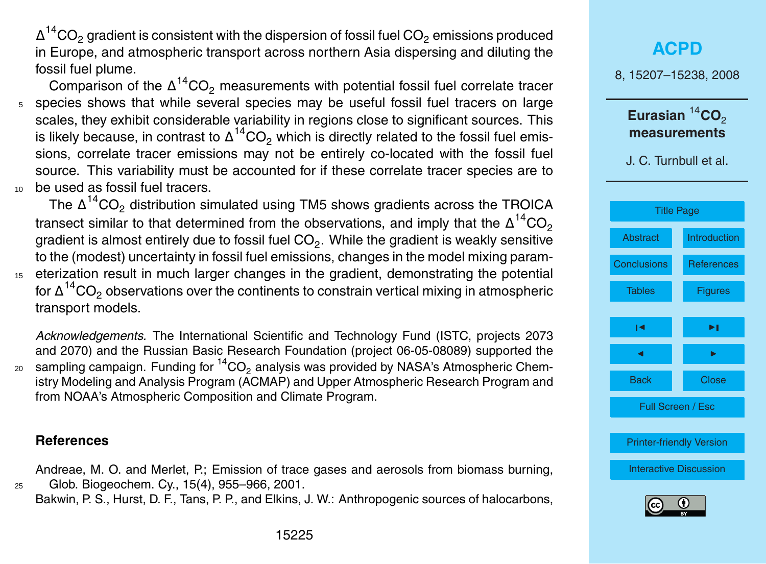$\Delta^{14}CO_2$ gradient is consistent with the dispersion of fossil fuel $CO_2$ emissions produced in Europe, and atmospheric transport across northern Asia dispersing and diluting the fossil fuel plume.

Comparison of the $\Delta^{14}CO_2$ measurements with potential fossil fuel correlate tracer species shows that while several species may be useful fossil fuel tracers on large scales, they exhibit considerable variability in regions close to significant sources. This is likely because, in contrast to $\Delta^{14}CO_2$ which is directly related to the fossil fuel emissions, correlate tracer emissions may not be entirely co-located with the fossil fuel source. This variability must be accounted for if these correlate tracer species are to be used as fossil fuel tracers.

The $\Delta^{14}CO_2$ distribution simulated using TM5 shows gradients across the TROICA transect similar to that determined from the observations, and imply that the $\Delta^{14}CO_2$ gradient is almost entirely due to fossil fuel $CO_2$. While the gradient is weakly sensitive to the (modest) uncertainty in fossil fuel emissions, changes in the model mixing parameterization result in much larger changes in the gradient, demonstrating the potential for $\Delta^{14}CO_2$ observations over the continents to constrain vertical mixing in atmospheric transport models.

*Acknowledgements.* The International Scientific and Technology Fund (ISTC, projects 2073 and 2070) and the Russian Basic Research Foundation (project 06-05-08089) supported the sampling campaign. Funding for $^{14}CO_2$ analysis was provided by NASA's Atmospheric Chemistry Modeling and Analysis Program (ACMAP) and Upper Atmospheric Research Program and from NOAA's Atmospheric Composition and Climate Program.

## References

Andreae, M. O. and Merlet, P.; Emission of trace gases and aerosols from biomass burning, Glob. Biogeochem. Cy., 15(4), 955–966, 2001.

Bakwin, P. S., Hurst, D. F., Tans, P. P., and Elkins, J. W.: Anthropogenic sources of halocarbons,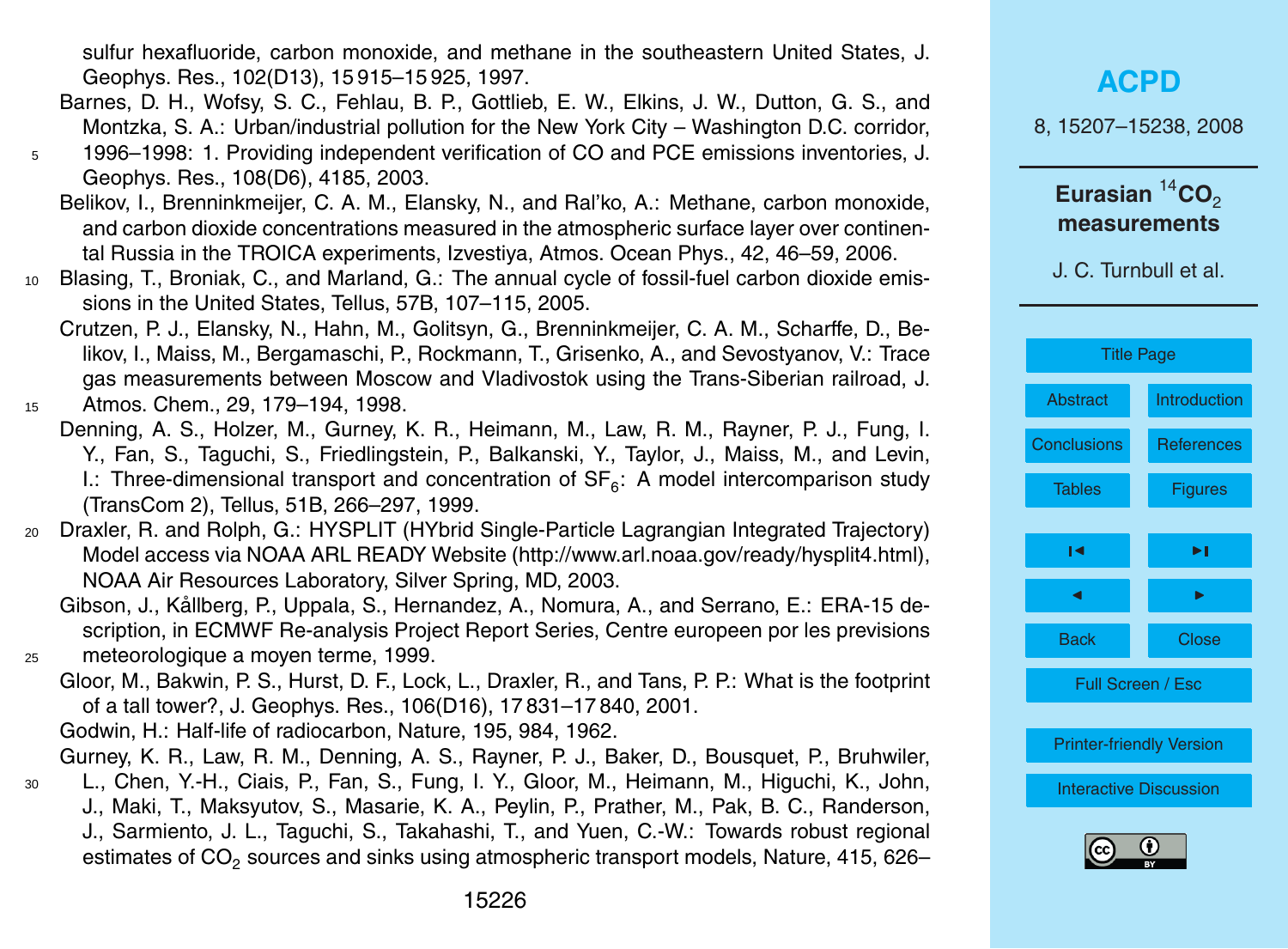sulfur hexafluoride, carbon monoxide, and methane in the southeastern United States, J. Geophys. Res., 102(D13), 15 915–15 925, 1997.

Barnes, D. H., Wofsy, S. C., Fehlau, B. P., Gottlieb, E. W., Elkins, J. W., Dutton, G. S., and Montzka, S. A.: Urban/industrial pollution for the New York City – Washington D.C. corridor, 1996–1998: 1. Providing independent verification of CO and PCE emissions inventories, J. Geophys. Res., 108(D6), 4185, 2003.

Belikov, I., Brenninkmeijer, C. A. M., Elansky, N., and Ral'ko, A.: Methane, carbon monoxide, and carbon dioxide concentrations measured in the atmospheric surface layer over continental Russia in the TROICA experiments, Izvestiya, Atmos. Ocean Phys., 42, 46–59, 2006.

Blasing, T., Broniak, C., and Marland, G.: The annual cycle of fossil-fuel carbon dioxide emissions in the United States, Tellus, 57B, 107–115, 2005.

Crutzen, P. J., Elansky, N., Hahn, M., Golitsyn, G., Brenninkmeijer, C. A. M., Scharffe, D., Belikov, I., Maiss, M., Bergamaschi, P., Rockmann, T., Grisenko, A., and Sevostyanov, V.: Trace gas measurements between Moscow and Vladivostok using the Trans-Siberian railroad, J. Atmos. Chem., 29, 179–194, 1998.

Denning, A. S., Holzer, M., Gurney, K. R., Heimann, M., Law, R. M., Rayner, P. J., Fung, I. Y., Fan, S., Taguchi, S., Friedlingstein, P., Balkanski, Y., Taylor, J., Maiss, M., and Levin, I.: Three-dimensional transport and concentration of $SF_6$: A model intercomparison study (TransCom 2), Tellus, 51B, 266–297, 1999.

Draxler, R. and Rolph, G.: HYSPLIT (HYbrid Single-Particle Lagrangian Integrated Trajectory) Model access via NOAA ARL READY Website (http://www.arl.noaa.gov/ready/hysplit4.html), NOAA Air Resources Laboratory, Silver Spring, MD, 2003.

Gibson, J., Kållberg, P., Uppala, S., Hernandez, A., Nomura, A., and Serrano, E.: ERA-15 description, in ECMWF Re-analysis Project Report Series, Centre europeen por les previsions meteorologique a moyen terme, 1999.

Gloor, M., Bakwin, P. S., Hurst, D. F., Lock, L., Draxler, R., and Tans, P. P.: What is the footprint of a tall tower?, J. Geophys. Res., 106(D16), 17 831–17 840, 2001.

Godwin, H.: Half-life of radiocarbon, Nature, 195, 984, 1962.

Gurney, K. R., Law, R. M., Denning, A. S., Rayner, P. J., Baker, D., Bousquet, P., Bruhwiler, L., Chen, Y.-H., Ciais, P., Fan, S., Fung, I. Y., Gloor, M., Heimann, M., Higuchi, K., John, J., Maki, T., Maksyutov, S., Masarie, K. A., Peylin, P., Prather, M., Pak, B. C., Randerson, J., Sarmiento, J. L., Taguchi, S., Takahashi, T., and Yuen, C.-W.: Towards robust regional estimates of $CO_2$ sources and sinks using atmospheric transport models, Nature, 415, 626–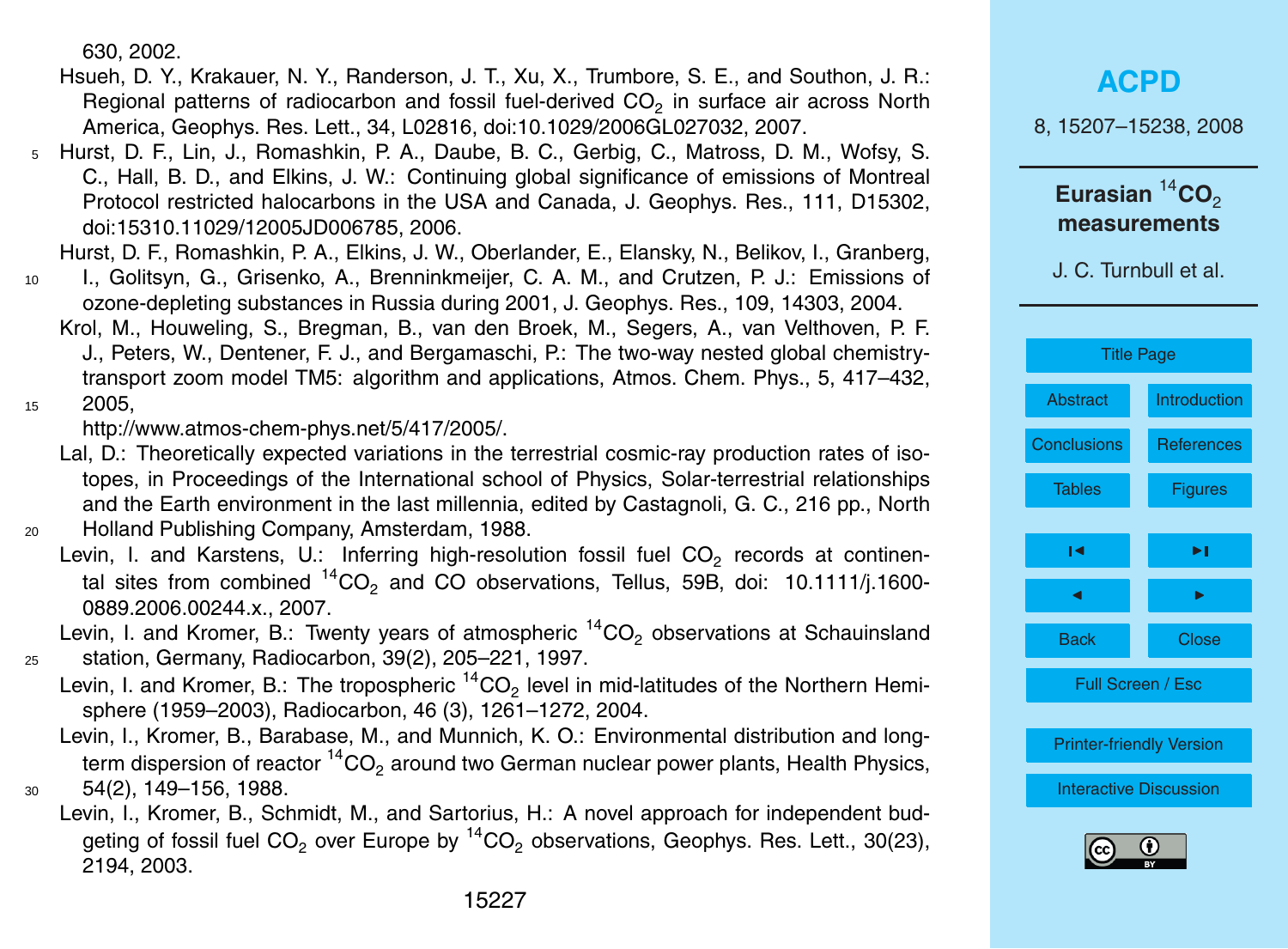630, 2002.

Hsueh, D. Y., Krakauer, N. Y., Randerson, J. T., Xu, X., Trumbore, S. E., and Southon, J. R.: Regional patterns of radiocarbon and fossil fuel-derived $CO_2$ in surface air across North America, Geophys. Res. Lett., 34, L02816, doi:10.1029/2006GL027032, 2007.

Hurst, D. F., Lin, J., Romashkin, P. A., Daube, B. C., Gerbig, C., Matross, D. M., Wofsy, S. C., Hall, B. D., and Elkins, J. W.: Continuing global significance of emissions of Montreal Protocol restricted halocarbons in the USA and Canada, J. Geophys. Res., 111, D15302, doi:15310.11029/12005JD006785, 2006.

Hurst, D. F., Romashkin, P. A., Elkins, J. W., Oberlander, E., Elansky, N., Belikov, I., Granberg, I., Golitsyn, G., Grisenko, A., Brenninkmeijer, C. A. M., and Crutzen, P. J.: Emissions of ozone-depleting substances in Russia during 2001, J. Geophys. Res., 109, 14303, 2004.

Krol, M., Houweling, S., Bregman, B., van den Broek, M., Segers, A., van Velthoven, P. F. J., Peters, W., Dentener, F. J., and Bergamaschi, P.: The two-way nested global chemistry-transport zoom model TM5: algorithm and applications, Atmos. Chem. Phys., 5, 417–432, 2005, http://www.atmos-chem-phys.net/5/417/2005/.

Lal, D.: Theoretically expected variations in the terrestrial cosmic-ray production rates of isotopes, in Proceedings of the International school of Physics, Solar-terrestrial relationships and the Earth environment in the last millennia, edited by Castagnoli, G. C., 216 pp., North Holland Publishing Company, Amsterdam, 1988.

Levin, I. and Karstens, U.: Inferring high-resolution fossil fuel $CO_2$ records at continental sites from combined $^{14}CO_2$ and CO observations, Tellus, 59B, doi: 10.1111/j.1600-0889.2006.00244.x., 2007.

Levin, I. and Kromer, B.: Twenty years of atmospheric $^{14}CO_2$ observations at Schauinsland station, Germany, Radiocarbon, 39(2), 205–221, 1997.

Levin, I. and Kromer, B.: The tropospheric $^{14}CO_2$ level in mid-latitudes of the Northern Hemisphere (1959–2003), Radiocarbon, 46 (3), 1261–1272, 2004.

Levin, I., Kromer, B., Barabase, M., and Munnich, K. O.: Environmental distribution and long-term dispersion of reactor $^{14}CO_2$ around two German nuclear power plants, Health Physics, 54(2), 149–156, 1988.

Levin, I., Kromer, B., Schmidt, M., and Sartorius, H.: A novel approach for independent budgeting of fossil fuel $CO_2$ over Europe by $^{14}CO_2$ observations, Geophys. Res. Lett., 30(23), 2194, 2003.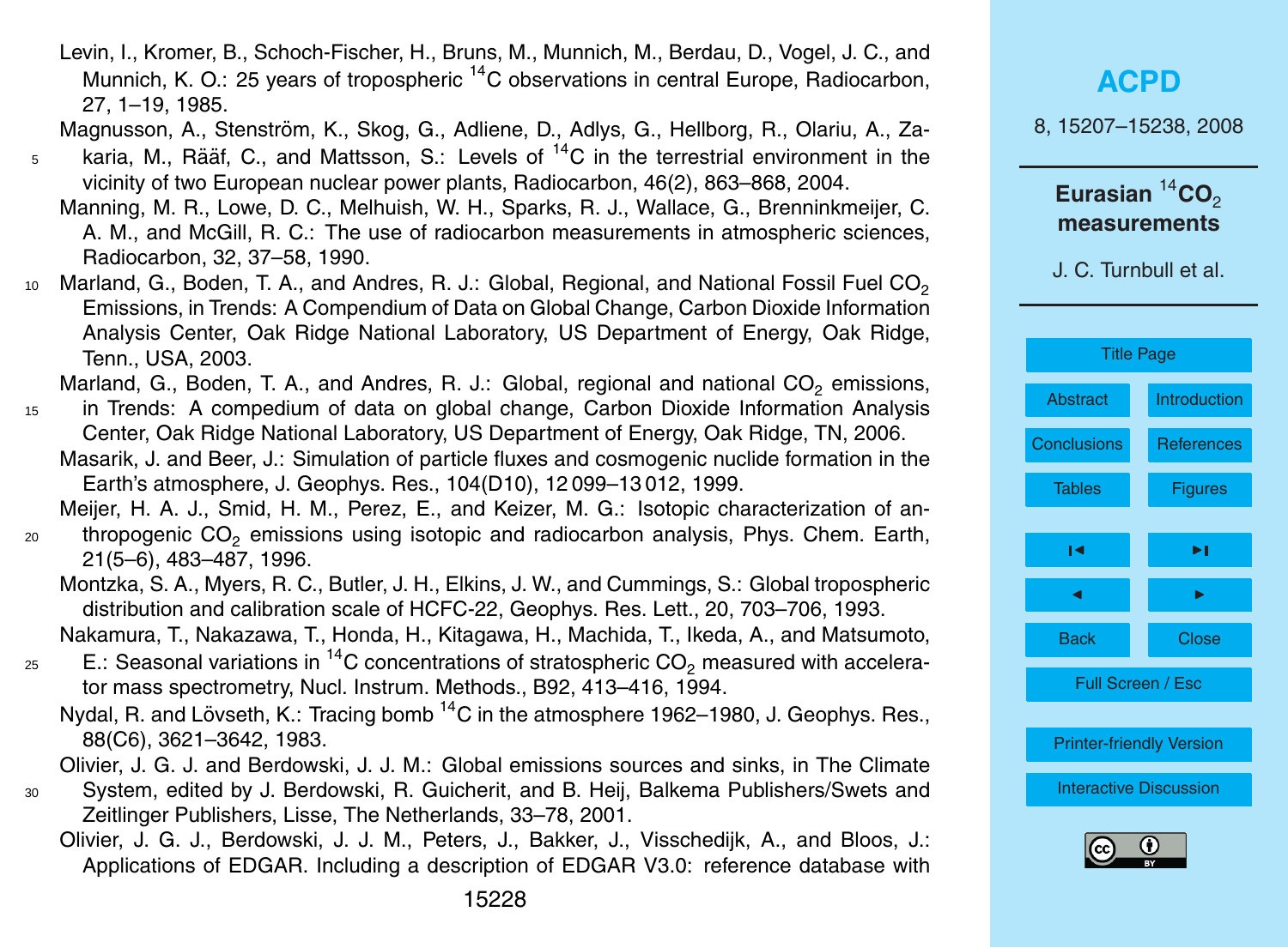Levin, I., Kromer, B., Schoch-Fischer, H., Bruns, M., Munnich, M., Berdau, D., Vogel, J. C., and Munnich, K. O.: 25 years of tropospheric $^{14}C$ observations in central Europe, Radiocarbon, 27, 1–19, 1985.

Magnusson, A., Stenström, K., Skog, G., Adliene, D., Adlys, G., Hellborg, R., Olariu, A., Zakaria, M., Rääf, C., and Mattsson, S.: Levels of $^{14}C$ in the terrestrial environment in the vicinity of two European nuclear power plants, Radiocarbon, 46(2), 863–868, 2004.

Manning, M. R., Lowe, D. C., Melhuish, W. H., Sparks, R. J., Wallace, G., Brenninkmeijer, C. A. M., and McGill, R. C.: The use of radiocarbon measurements in atmospheric sciences, Radiocarbon, 32, 37–58, 1990.

Marland, G., Boden, T. A., and Andres, R. J.: Global, Regional, and National Fossil Fuel $CO_2$ Emissions, in Trends: A Compendium of Data on Global Change, Carbon Dioxide Information Analysis Center, Oak Ridge National Laboratory, US Department of Energy, Oak Ridge, Tenn., USA, 2003.

Marland, G., Boden, T. A., and Andres, R. J.: Global, regional and national $CO_2$ emissions, in Trends: A compedium of data on global change, Carbon Dioxide Information Analysis Center, Oak Ridge National Laboratory, US Department of Energy, Oak Ridge, TN, 2006.

Masarik, J. and Beer, J.: Simulation of particle fluxes and cosmogenic nuclide formation in the Earth's atmosphere, J. Geophys. Res., 104(D10), 12 099–13 012, 1999.

Meijer, H. A. J., Smid, H. M., Perez, E., and Keizer, M. G.: Isotopic characterization of anthropogenic $CO_2$ emissions using isotopic and radiocarbon analysis, Phys. Chem. Earth, 21(5–6), 483–487, 1996.

Montzka, S. A., Myers, R. C., Butler, J. H., Elkins, J. W., and Cummings, S.: Global tropospheric distribution and calibration scale of HCFC-22, Geophys. Res. Lett., 20, 703–706, 1993.

Nakamura, T., Nakazawa, T., Honda, H., Kitagawa, H., Machida, T., Ikeda, A., and Matsumoto, E.: Seasonal variations in $^{14}C$ concentrations of stratospheric $CO_2$ measured with accelerator mass spectrometry, Nucl. Instrum. Methods., B92, 413–416, 1994.

Nydal, R. and Lövseth, K.: Tracing bomb $^{14}C$ in the atmosphere 1962–1980, J. Geophys. Res., 88(C6), 3621–3642, 1983.

Olivier, J. G. J. and Berdowski, J. J. M.: Global emissions sources and sinks, in The Climate System, edited by J. Berdowski, R. Guicherit, and B. Heij, Balkema Publishers/Swets and Zeitlinger Publishers, Lisse, The Netherlands, 33–78, 2001.

Olivier, J. G. J., Berdowski, J. J. M., Peters, J., Bakker, J., Visschedijk, A., and Bloos, J.: Applications of EDGAR. Including a description of EDGAR V3.0: reference database with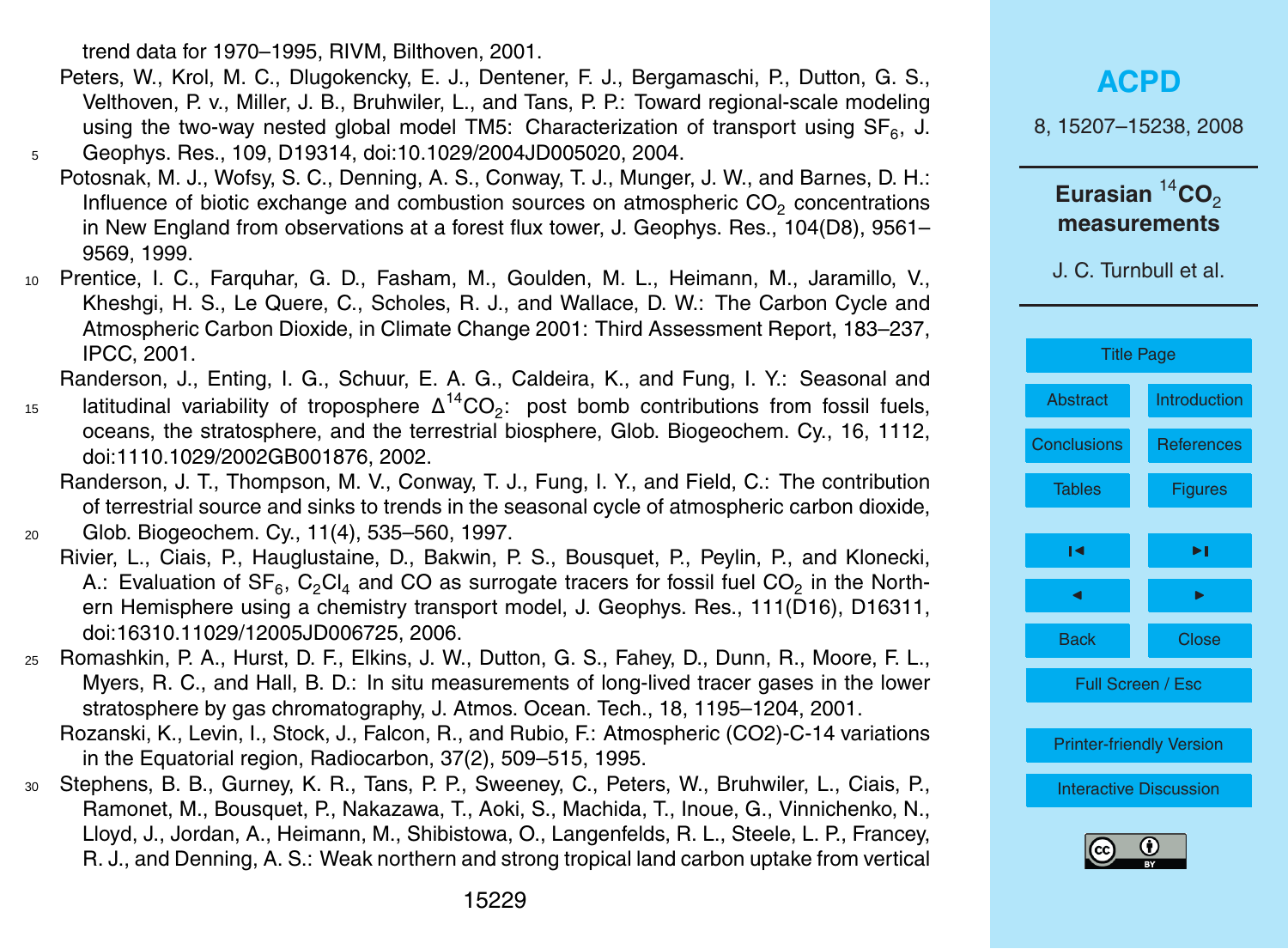trend data for 1970–1995, RIVM, Bilthoven, 2001.

Peters, W., Krol, M. C., Dlugokencky, E. J., Dentener, F. J., Bergamaschi, P., Dutton, G. S., Velthoven, P. v., Miller, J. B., Bruhwiler, L., and Tans, P. P.: Toward regional-scale modeling using the two-way nested global model TM5: Characterization of transport using $SF_6$, J. Geophys. Res., 109, D19314, doi:10.1029/2004JD005020, 2004.

Potosnak, M. J., Wofsy, S. C., Denning, A. S., Conway, T. J., Munger, J. W., and Barnes, D. H.: Influence of biotic exchange and combustion sources on atmospheric $CO_2$ concentrations in New England from observations at a forest flux tower, J. Geophys. Res., 104(D8), 9561–9569, 1999.

Prentice, I. C., Farquhar, G. D., Fasham, M., Goulden, M. L., Heimann, M., Jaramillo, V., Kheshgi, H. S., Le Quere, C., Scholes, R. J., and Wallace, D. W.: The Carbon Cycle and Atmospheric Carbon Dioxide, in Climate Change 2001: Third Assessment Report, 183–237, IPCC, 2001.

Randerson, J., Enting, I. G., Schuur, E. A. G., Caldeira, K., and Fung, I. Y.: Seasonal and latitudinal variability of troposphere $\Delta^{14}CO_2$: post bomb contributions from fossil fuels, oceans, the stratosphere, and the terrestrial biosphere, Glob. Biogeochem. Cy., 16, 1112, doi:1110.1029/2002GB001876, 2002.

Randerson, J. T., Thompson, M. V., Conway, T. J., Fung, I. Y., and Field, C.: The contribution of terrestrial source and sinks to trends in the seasonal cycle of atmospheric carbon dioxide, Glob. Biogeochem. Cy., 11(4), 535–560, 1997.

Rivier, L., Ciais, P., Hauglustaine, D., Bakwin, P. S., Bousquet, P., Peylin, P., and Klonecki, A.: Evaluation of $SF_6$, $C_2Cl_4$ and CO as surrogate tracers for fossil fuel $CO_2$ in the Northern Hemisphere using a chemistry transport model, J. Geophys. Res., 111(D16), D16311, doi:16310.11029/12005JD006725, 2006.

Romashkin, P. A., Hurst, D. F., Elkins, J. W., Dutton, G. S., Fahey, D., Dunn, R., Moore, F. L., Myers, R. C., and Hall, B. D.: In situ measurements of long-lived tracer gases in the lower stratosphere by gas chromatography, J. Atmos. Ocean. Tech., 18, 1195–1204, 2001.

Rozanski, K., Levin, I., Stock, J., Falcon, R., and Rubio, F.: Atmospheric (CO2)-C-14 variations in the Equatorial region, Radiocarbon, 37(2), 509–515, 1995.

Stephens, B. B., Gurney, K. R., Tans, P. P., Sweeney, C., Peters, W., Bruhwiler, L., Ciais, P., Ramonet, M., Bousquet, P., Nakazawa, T., Aoki, S., Machida, T., Inoue, G., Vinnichenko, N., Lloyd, J., Jordan, A., Heimann, M., Shibistowa, O., Langenfelds, R. L., Steele, L. P., Francey, R. J., and Denning, A. S.: Weak northern and strong tropical land carbon uptake from vertical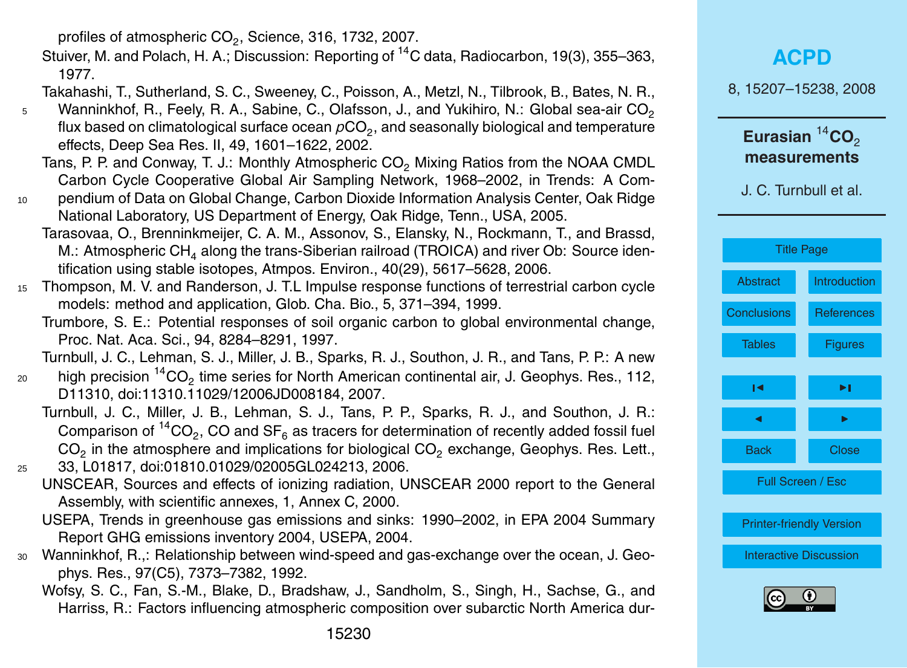profiles of atmospheric $CO_2$, Science, 316, 1732, 2007.

Stuiver, M. and Polach, H. A.; Discussion: Reporting of $^{14}C$ data, Radiocarbon, 19(3), 355–363, 1977.

Takahashi, T., Sutherland, S. C., Sweeney, C., Poisson, A., Metzl, N., Tilbrook, B., Bates, N. R., Wanninkhof, R., Feely, R. A., Sabine, C., Olafsson, J., and Yukihiro, N.: Global sea-air $CO_2$ flux based on climatological surface ocean $pCO_2$, and seasonally biological and temperature effects, Deep Sea Res. II, 49, 1601–1622, 2002.

Tans, P. P. and Conway, T. J.: Monthly Atmospheric $CO_2$ Mixing Ratios from the NOAA CMDL Carbon Cycle Cooperative Global Air Sampling Network, 1968–2002, in Trends: A Compendium of Data on Global Change, Carbon Dioxide Information Analysis Center, Oak Ridge National Laboratory, US Department of Energy, Oak Ridge, Tenn., USA, 2005.

Tarasovaa, O., Brenninkmeijer, C. A. M., Assonov, S., Elansky, N., Rockmann, T., and Brassd, M.: Atmospheric $CH_4$ along the trans-Siberian railroad (TROICA) and river Ob: Source identification using stable isotopes, Atmpos. Environ., 40(29), 5617–5628, 2006.

Thompson, M. V. and Randerson, J. T.L Impulse response functions of terrestrial carbon cycle models: method and application, Glob. Cha. Bio., 5, 371–394, 1999.

Trumbore, S. E.: Potential responses of soil organic carbon to global environmental change, Proc. Nat. Aca. Sci., 94, 8284–8291, 1997.

Turnbull, J. C., Lehman, S. J., Miller, J. B., Sparks, R. J., Southon, J. R., and Tans, P. P.: A new high precision $^{14}CO_2$ time series for North American continental air, J. Geophys. Res., 112, D11310, doi:11310.11029/12006JD008184, 2007.

Turnbull, J. C., Miller, J. B., Lehman, S. J., Tans, P. P., Sparks, R. J., and Southon, J. R.: Comparison of $^{14}CO_2$, CO and $SF_6$ as tracers for determination of recently added fossil fuel $CO_2$ in the atmosphere and implications for biological $CO_2$ exchange, Geophys. Res. Lett., 33, L01817, doi:01810.01029/02005GL024213, 2006.

UNSCEAR, Sources and effects of ionizing radiation, UNSCEAR 2000 report to the General Assembly, with scientific annexes, 1, Annex C, 2000.

USEPA, Trends in greenhouse gas emissions and sinks: 1990–2002, in EPA 2004 Summary Report GHG emissions inventory 2004, USEPA, 2004.

Wanninkhof, R.,: Relationship between wind-speed and gas-exchange over the ocean, J. Geophys. Res., 97(C5), 7373–7382, 1992.

Wofsy, S. C., Fan, S.-M., Blake, D., Bradshaw, J., Sandholm, S., Singh, H., Sachse, G., and Harriss, R.: Factors influencing atmospheric composition over subarctic North America dur-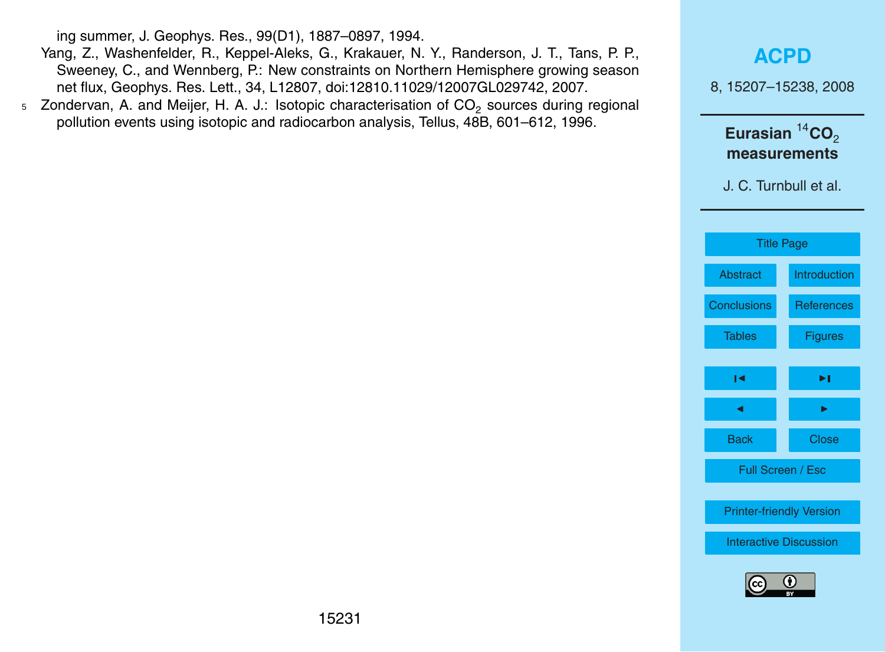ing summer, J. Geophys. Res., 99(D1), 1887–0897, 1994.

Yang, Z., Washenfelder, R., Keppel-Aleks, G., Krakauer, N. Y., Randerson, J. T., Tans, P. P., Sweeney, C., and Wennberg, P.: New constraints on Northern Hemisphere growing season net flux, Geophys. Res. Lett., 34, L12807, doi:12810.11029/12007GL029742, 2007.

Zondervan, A. and Meijer, H. A. J.: Isotopic characterisation of $CO_2$ sources during regional pollution events using isotopic and radiocarbon analysis, Tellus, 48B, 601–612, 1996.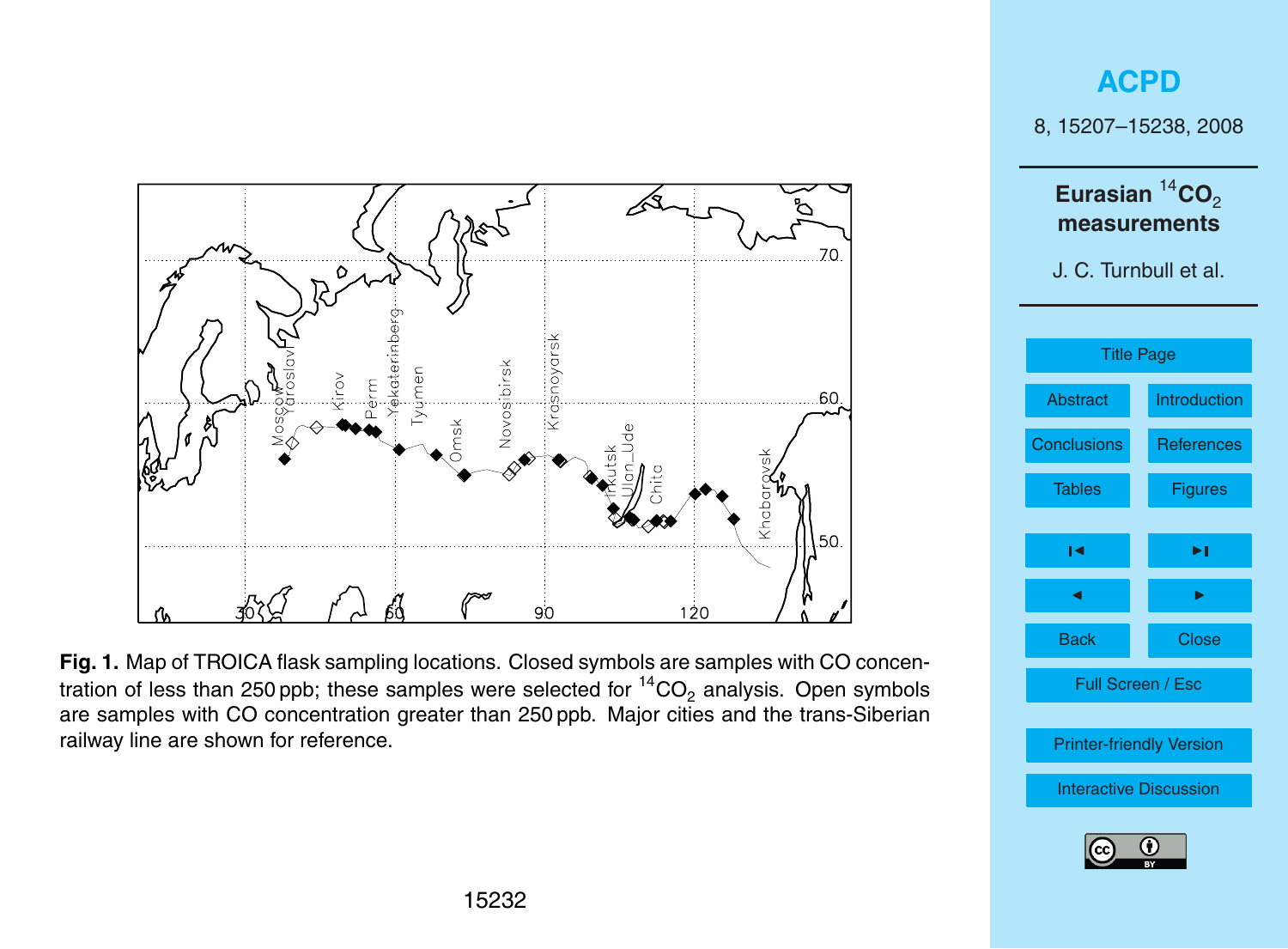**Fig. 1.** Map of TROICA flask sampling locations. Closed symbols are samples with CO concentration of less than 250 ppb; these samples were selected for $^{14}CO_2$ analysis. Open symbols are samples with CO concentration greater than 250 ppb. Major cities and the trans-Siberian railway line are shown for reference.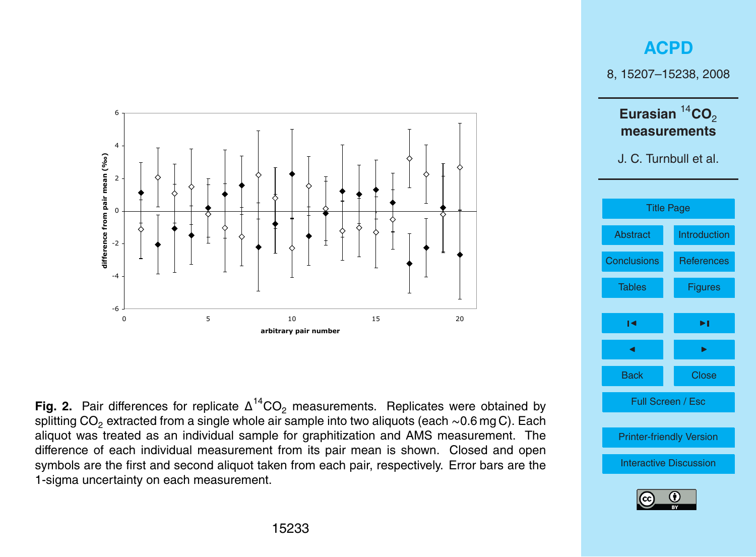**Fig. 2.** Pair differences for replicate $\Delta^{14}CO_2$ measurements. Replicates were obtained by splitting $CO_2$ extracted from a single whole air sample into two aliquots (each ~0.6 mg C). Each aliquot was treated as an individual sample for graphitization and AMS measurement. The difference of each individual measurement from its pair mean is shown. Closed and open symbols are the first and second aliquot taken from each pair, respectively. Error bars are the 1-sigma uncertainty on each measurement.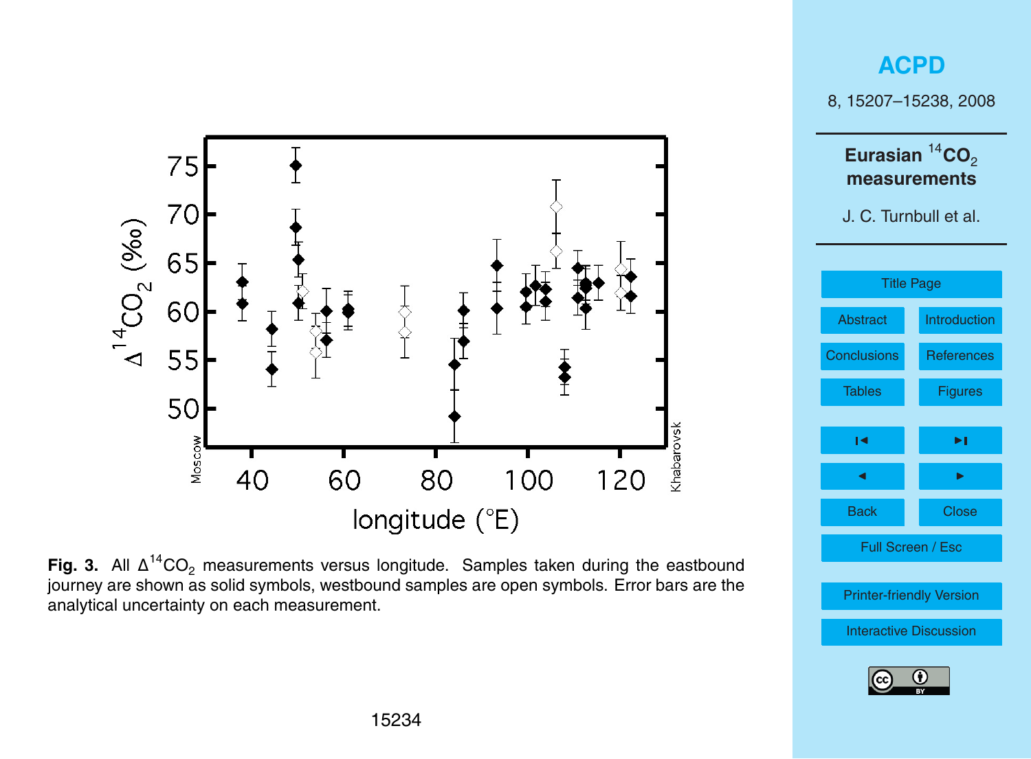**Fig. 3.** All $\Delta^{14}CO_2$ measurements versus longitude. Samples taken during the eastbound journey are shown as solid symbols, westbound samples are open symbols. Error bars are the analytical uncertainty on each measurement.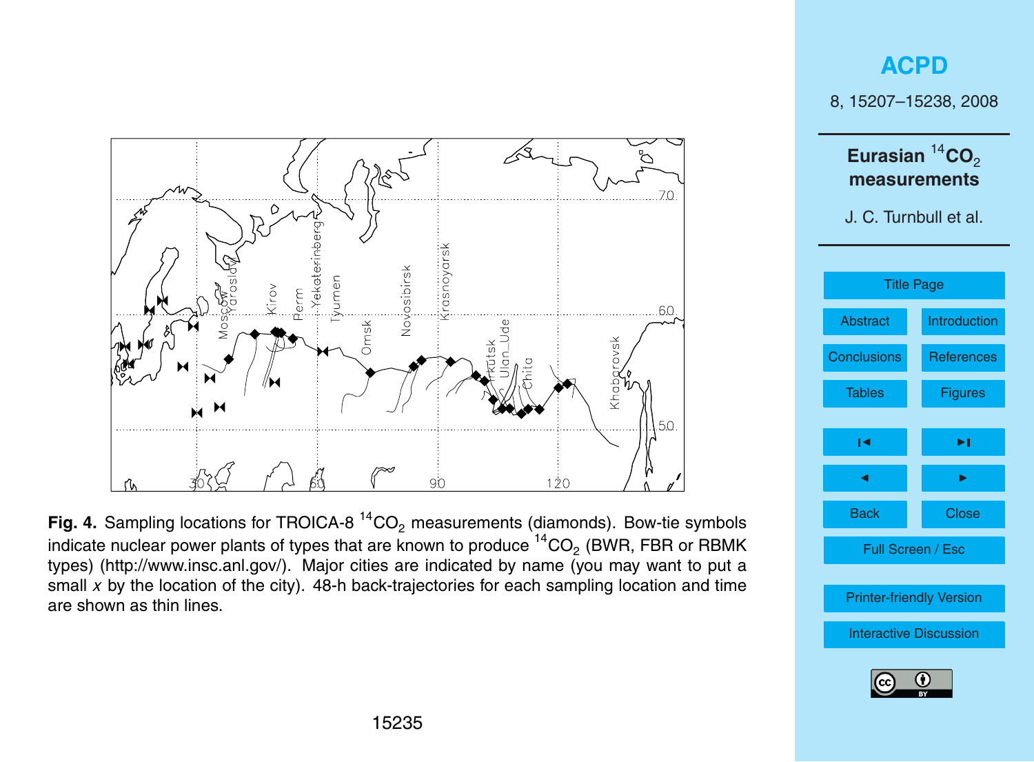**Fig. 4.** Sampling locations for TROICA-8 $^{14}CO_2$ measurements (diamonds). Bow-tie symbols indicate nuclear power plants of types that are known to produce $^{14}CO_2$ (BWR, FBR or RBMK types) (http://www.insc.anl.gov/). Major cities are indicated by name (you may want to put a small *x* by the location of the city). 48-h back-trajectories for each sampling location and time are shown as thin lines.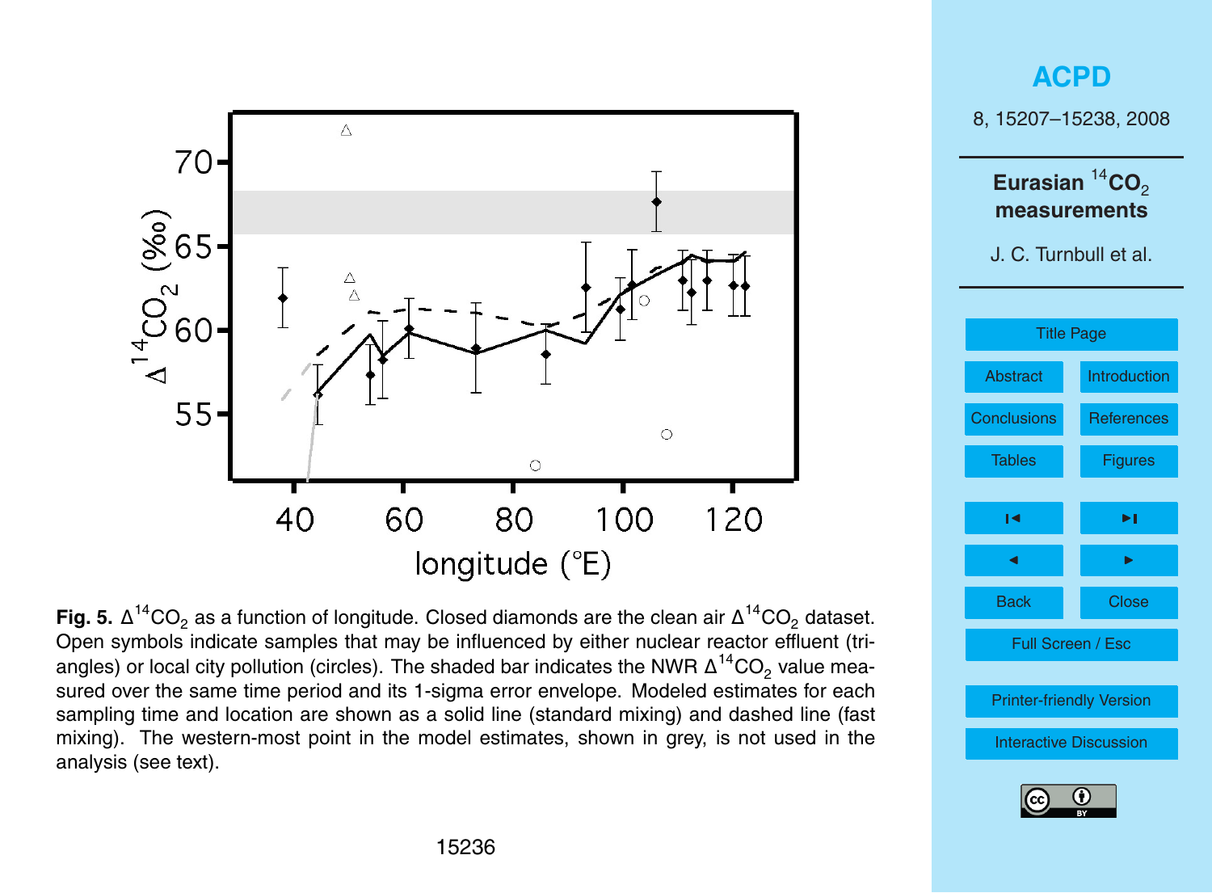**Fig. 5.** $\Delta^{14}CO_2$ as a function of longitude. Closed diamonds are the clean air $\Delta^{14}CO_2$ dataset. Open symbols indicate samples that may be influenced by either nuclear reactor effluent (triangles) or local city pollution (circles). The shaded bar indicates the NWR $\Delta^{14}CO_2$ value measured over the same time period and its 1-sigma error envelope. Modeled estimates for each sampling time and location are shown as a solid line (standard mixing) and dashed line (fast mixing). The western-most point in the model estimates, shown in grey, is not used in the analysis (see text).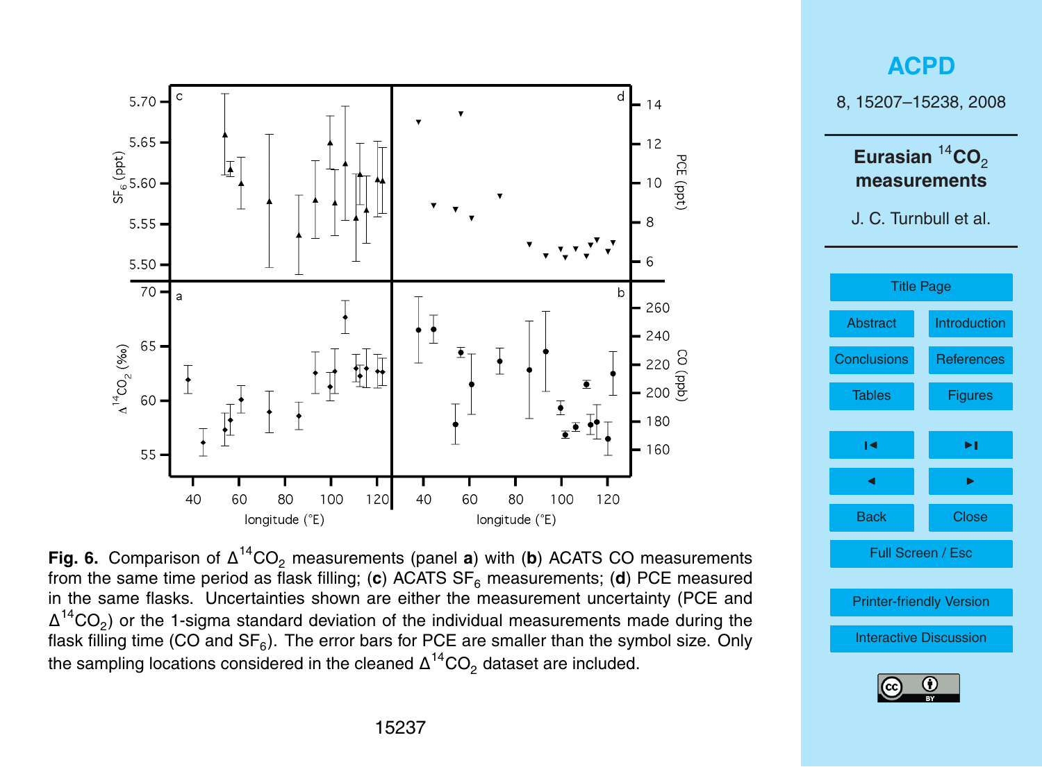**Fig. 6.** Comparison of $\Delta^{14}CO_2$ measurements (panel **a**) with (**b**) ACATS CO measurements from the same time period as flask filling; (**c**) ACATS $SF_6$ measurements; (**d**) PCE measured in the same flasks. Uncertainties shown are either the measurement uncertainty (PCE and $\Delta^{14}CO_2$) or the 1-sigma standard deviation of the individual measurements made during the flask filling time (CO and $SF_6$). The error bars for PCE are smaller than the symbol size. Only the sampling locations considered in the cleaned $\Delta^{14}CO_2$ dataset are included.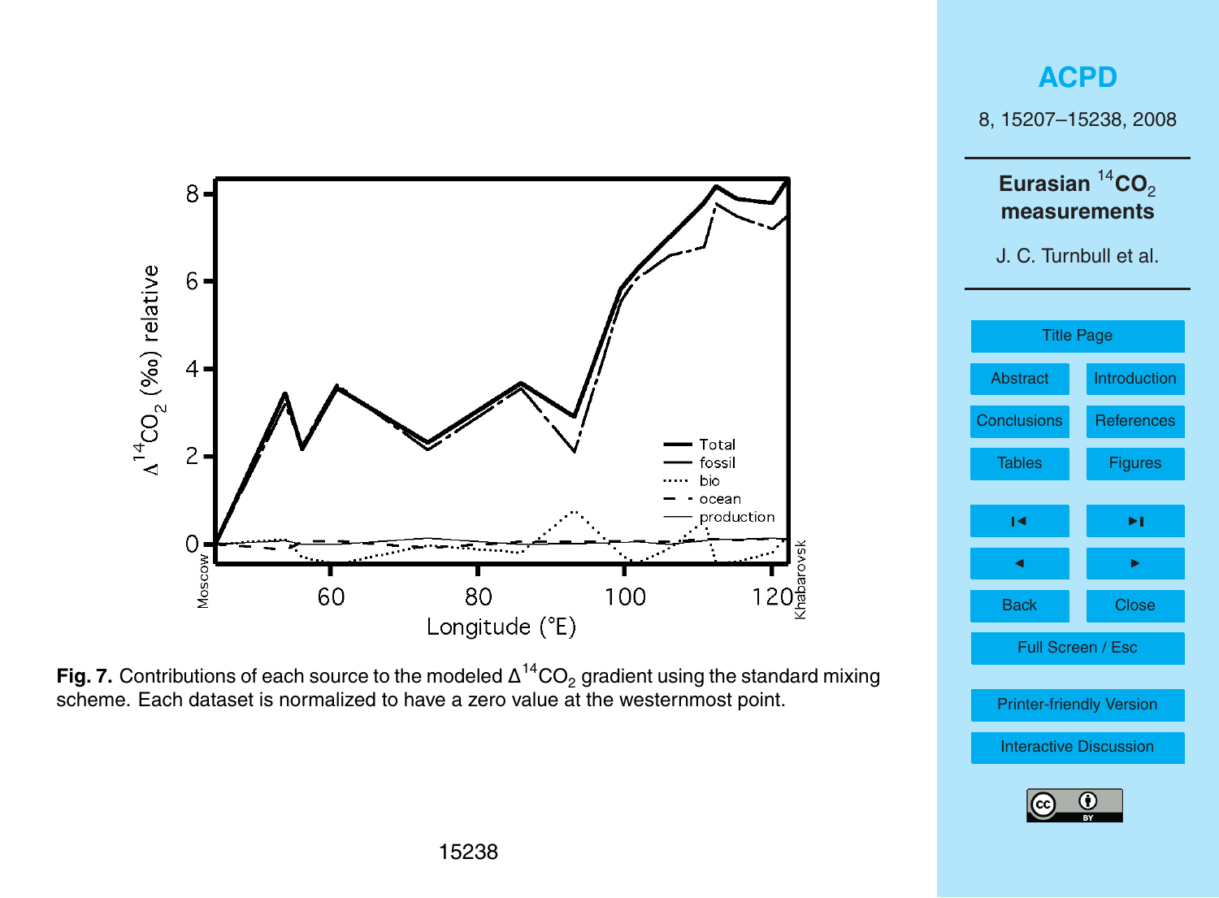8
6
4
2
0

Moscow
60
80
100
120
Khabarovsk

Longitude (°E)

$\Delta^{14}CO_2$ (‰) relative

Total
fossil
bio
ocean
production

**Fig. 7.** Contributions of each source to the modeled $\Delta^{14}CO_2$ gradient using the standard mixing scheme. Each dataset is normalized to have a zero value at the westernmost point.